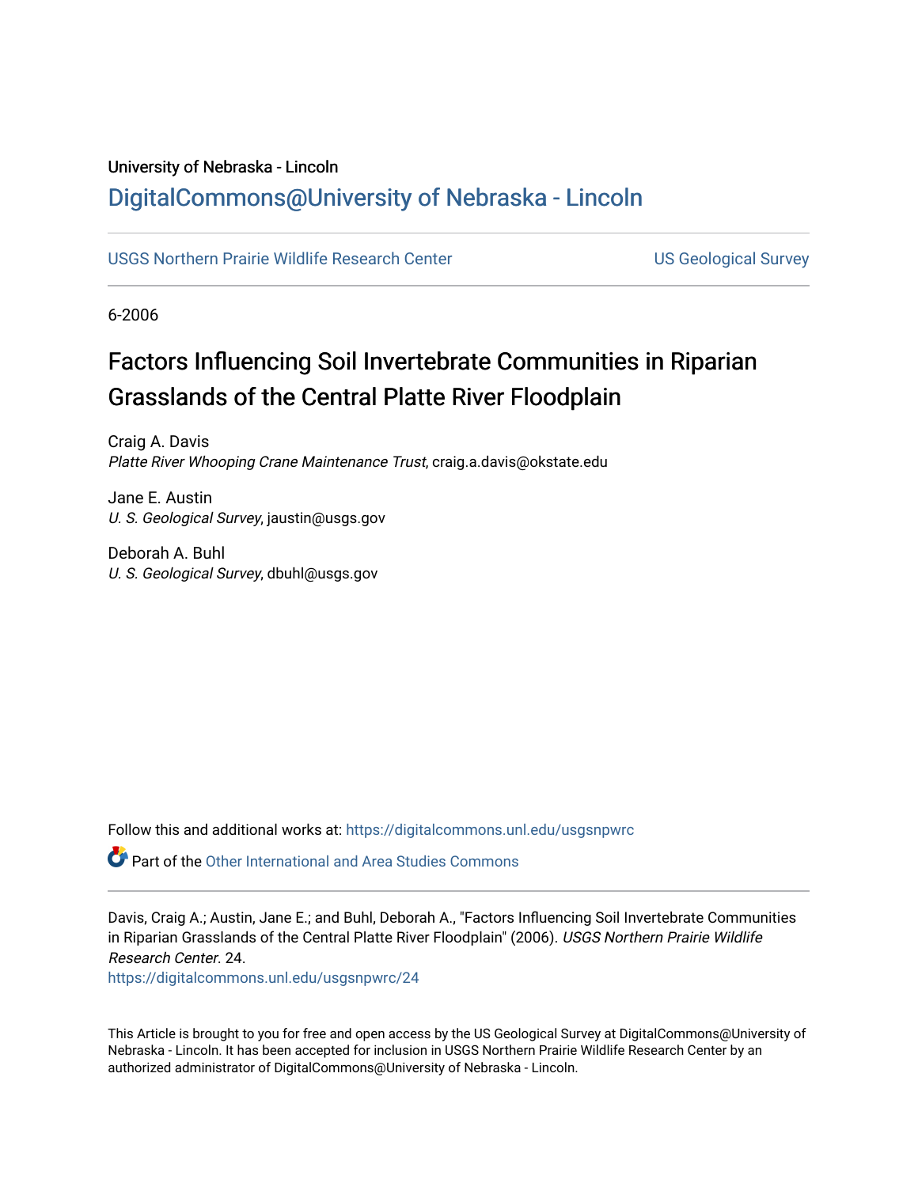University of Nebraska - Lincoln

# DigitalCommons@University of Nebraska - Lincoln

USGS Northern Prairie Wildlife Research Center | US Geological Survey

6-2006

## Factors Influencing Soil Invertebrate Communities in Riparian Grasslands of the Central Platte River Floodplain

Craig A. Davis
*Platte River Whooping Crane Maintenance Trust*, craig.a.davis@okstate.edu

Jane E. Austin
*U. S. Geological Survey*, jaustin@usgs.gov

Deborah A. Buhl
*U. S. Geological Survey*, dbuhl@usgs.gov

Follow this and additional works at: https://digitalcommons.unl.edu/usgsnpwrc

Part of the Other International and Area Studies Commons

Davis, Craig A.; Austin, Jane E.; and Buhl, Deborah A., "Factors Influencing Soil Invertebrate Communities in Riparian Grasslands of the Central Platte River Floodplain" (2006). *USGS Northern Prairie Wildlife Research Center*. 24.
https://digitalcommons.unl.edu/usgsnpwrc/24

This Article is brought to you for free and open access by the US Geological Survey at DigitalCommons@University of Nebraska - Lincoln. It has been accepted for inclusion in USGS Northern Prairie Wildlife Research Center by an authorized administrator of DigitalCommons@University of Nebraska - Lincoln.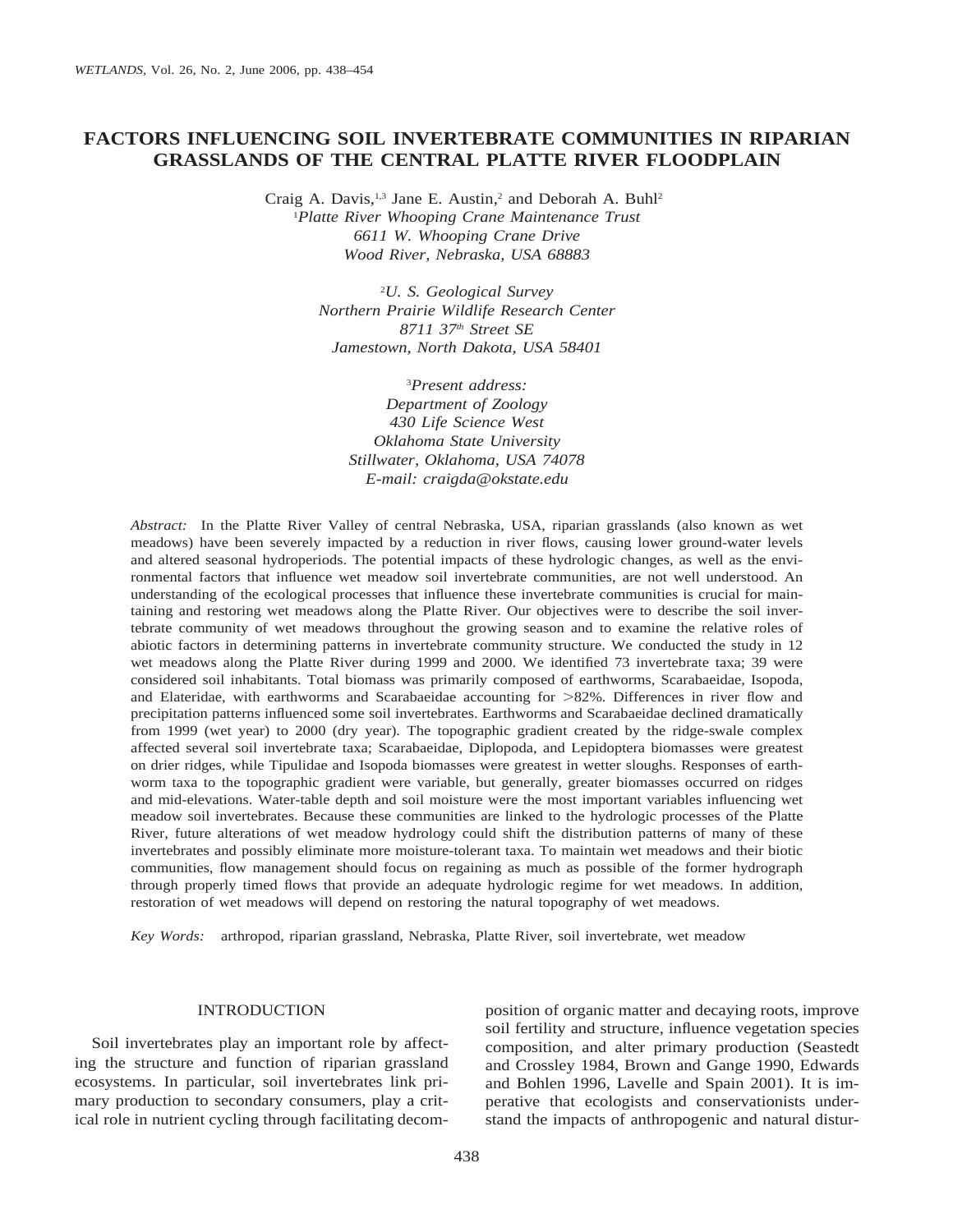# FACTORS INFLUENCING SOIL INVERTEBRATE COMMUNITIES IN RIPARIAN GRASSLANDS OF THE CENTRAL PLATTE RIVER FLOODPLAIN

Craig A. Davis,[1,3] Jane E. Austin,[2] and Deborah A. Buhl[2]

[1]*Platte River Whooping Crane Maintenance Trust*
*6611 W. Whooping Crane Drive*
*Wood River, Nebraska, USA 68883*

[2]*U. S. Geological Survey*
*Northern Prairie Wildlife Research Center*
*8711 37th Street SE*
*Jamestown, North Dakota, USA 58401*

[3]*Present address:*
*Department of Zoology*
*430 Life Science West*
*Oklahoma State University*
*Stillwater, Oklahoma, USA 74078*
*E-mail: craigda@okstate.edu*

*Abstract:* In the Platte River Valley of central Nebraska, USA, riparian grasslands (also known as wet meadows) have been severely impacted by a reduction in river flows, causing lower ground-water levels and altered seasonal hydroperiods. The potential impacts of these hydrologic changes, as well as the environmental factors that influence wet meadow soil invertebrate communities, are not well understood. An understanding of the ecological processes that influence these invertebrate communities is crucial for maintaining and restoring wet meadows along the Platte River. Our objectives were to describe the soil invertebrate community of wet meadows throughout the growing season and to examine the relative roles of abiotic factors in determining patterns in invertebrate community structure. We conducted the study in 12 wet meadows along the Platte River during 1999 and 2000. We identified 73 invertebrate taxa; 39 were considered soil inhabitants. Total biomass was primarily composed of earthworms, Scarabaeidae, Isopoda, and Elateridae, with earthworms and Scarabaeidae accounting for >82%. Differences in river flow and precipitation patterns influenced some soil invertebrates. Earthworms and Scarabaeidae declined dramatically from 1999 (wet year) to 2000 (dry year). The topographic gradient created by the ridge-swale complex affected several soil invertebrate taxa; Scarabaeidae, Diplopoda, and Lepidoptera biomasses were greatest on drier ridges, while Tipulidae and Isopoda biomasses were greatest in wetter sloughs. Responses of earthworm taxa to the topographic gradient were variable, but generally, greater biomasses occurred on ridges and mid-elevations. Water-table depth and soil moisture were the most important variables influencing wet meadow soil invertebrates. Because these communities are linked to the hydrologic processes of the Platte River, future alterations of wet meadow hydrology could shift the distribution patterns of many of these invertebrates and possibly eliminate more moisture-tolerant taxa. To maintain wet meadows and their biotic communities, flow management should focus on regaining as much as possible of the former hydrograph through properly timed flows that provide an adequate hydrologic regime for wet meadows. In addition, restoration of wet meadows will depend on restoring the natural topography of wet meadows.

*Key Words:* arthropod, riparian grassland, Nebraska, Platte River, soil invertebrate, wet meadow

## INTRODUCTION

Soil invertebrates play an important role by affecting the structure and function of riparian grassland ecosystems. In particular, soil invertebrates link primary production to secondary consumers, play a critical role in nutrient cycling through facilitating decomposition of organic matter and decaying roots, improve soil fertility and structure, influence vegetation species composition, and alter primary production (Seastedt and Crossley 1984, Brown and Gange 1990, Edwards and Bohlen 1996, Lavelle and Spain 2001). It is imperative that ecologists and conservationists understand the impacts of anthropogenic and natural distur-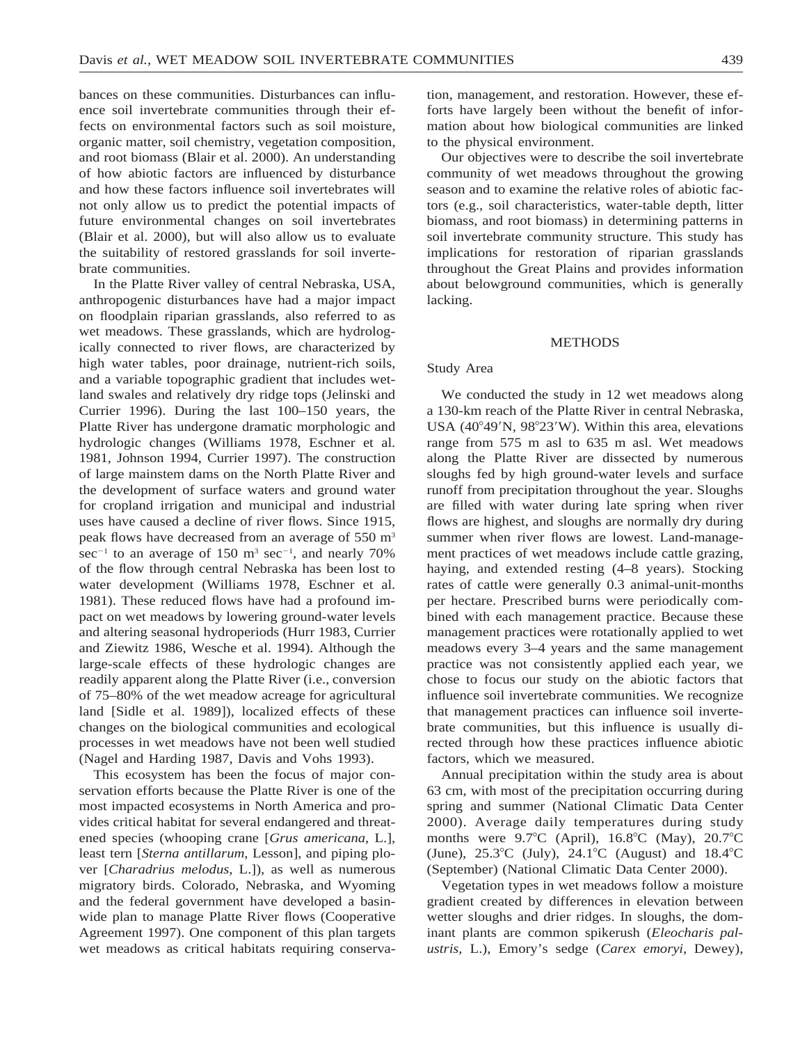bances on these communities. Disturbances can influence soil invertebrate communities through their effects on environmental factors such as soil moisture, organic matter, soil chemistry, vegetation composition, and root biomass (Blair et al. 2000). An understanding of how abiotic factors are influenced by disturbance and how these factors influence soil invertebrates will not only allow us to predict the potential impacts of future environmental changes on soil invertebrates (Blair et al. 2000), but will also allow us to evaluate the suitability of restored grasslands for soil invertebrate communities.

In the Platte River valley of central Nebraska, USA, anthropogenic disturbances have had a major impact on floodplain riparian grasslands, also referred to as wet meadows. These grasslands, which are hydrologically connected to river flows, are characterized by high water tables, poor drainage, nutrient-rich soils, and a variable topographic gradient that includes wetland swales and relatively dry ridge tops (Jelinski and Currier 1996). During the last 100–150 years, the Platte River has undergone dramatic morphologic and hydrologic changes (Williams 1978, Eschner et al. 1981, Johnson 1994, Currier 1997). The construction of large mainstem dams on the North Platte River and the development of surface waters and ground water for cropland irrigation and municipal and industrial uses have caused a decline of river flows. Since 1915, peak flows have decreased from an average of 550 $m^3$ $sec^{-1}$ to an average of 150 $m^3$ $sec^{-1}$, and nearly 70% of the flow through central Nebraska has been lost to water development (Williams 1978, Eschner et al. 1981). These reduced flows have had a profound impact on wet meadows by lowering ground-water levels and altering seasonal hydroperiods (Hurr 1983, Currier and Ziewitz 1986, Wesche et al. 1994). Although the large-scale effects of these hydrologic changes are readily apparent along the Platte River (i.e., conversion of 75–80% of the wet meadow acreage for agricultural land [Sidle et al. 1989]), localized effects of these changes on the biological communities and ecological processes in wet meadows have not been well studied (Nagel and Harding 1987, Davis and Vohs 1993).

This ecosystem has been the focus of major conservation efforts because the Platte River is one of the most impacted ecosystems in North America and provides critical habitat for several endangered and threatened species (whooping crane [*Grus americana*, L.], least tern [*Sterna antillarum*, Lesson], and piping plover [*Charadrius melodus*, L.]), as well as numerous migratory birds. Colorado, Nebraska, and Wyoming and the federal government have developed a basin-wide plan to manage Platte River flows (Cooperative Agreement 1997). One component of this plan targets wet meadows as critical habitats requiring conservation, management, and restoration. However, these efforts have largely been without the benefit of information about how biological communities are linked to the physical environment.

Our objectives were to describe the soil invertebrate community of wet meadows throughout the growing season and to examine the relative roles of abiotic factors (e.g., soil characteristics, water-table depth, litter biomass, and root biomass) in determining patterns in soil invertebrate community structure. This study has implications for restoration of riparian grasslands throughout the Great Plains and provides information about belowground communities, which is generally lacking.

## METHODS

### Study Area

We conducted the study in 12 wet meadows along a 130-km reach of the Platte River in central Nebraska, USA (40°49′N, 98°23′W). Within this area, elevations range from 575 m asl to 635 m asl. Wet meadows along the Platte River are dissected by numerous sloughs fed by high ground-water levels and surface runoff from precipitation throughout the year. Sloughs are filled with water during late spring when river flows are highest, and sloughs are normally dry during summer when river flows are lowest. Land-management practices of wet meadows include cattle grazing, haying, and extended resting (4–8 years). Stocking rates of cattle were generally 0.3 animal-unit-months per hectare. Prescribed burns were periodically combined with each management practice. Because these management practices were rotationally applied to wet meadows every 3–4 years and the same management practice was not consistently applied each year, we chose to focus our study on the abiotic factors that influence soil invertebrate communities. We recognize that management practices can influence soil invertebrate communities, but this influence is usually directed through how these practices influence abiotic factors, which we measured.

Annual precipitation within the study area is about 63 cm, with most of the precipitation occurring during spring and summer (National Climatic Data Center 2000). Average daily temperatures during study months were 9.7°C (April), 16.8°C (May), 20.7°C (June), 25.3°C (July), 24.1°C (August) and 18.4°C (September) (National Climatic Data Center 2000).

Vegetation types in wet meadows follow a moisture gradient created by differences in elevation between wetter sloughs and drier ridges. In sloughs, the dominant plants are common spikerush (*Eleocharis palustris*, L.), Emory's sedge (*Carex emoryi*, Dewey),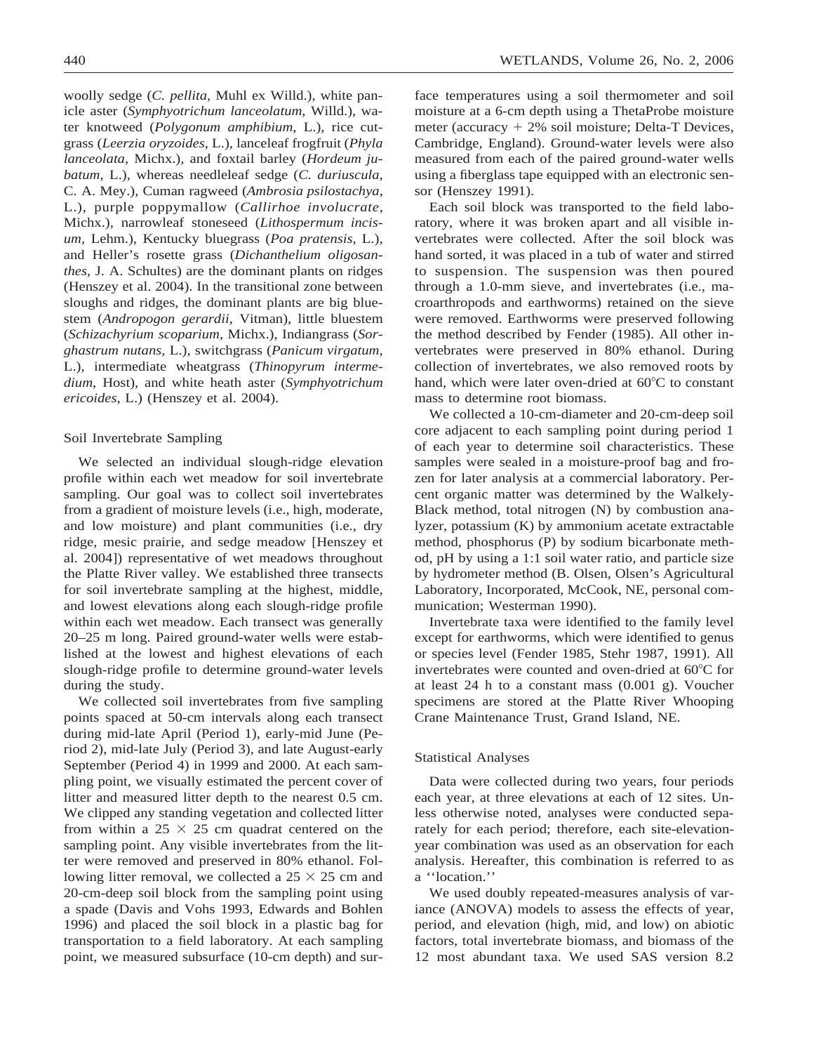woolly sedge (*C. pellita*, Muhl ex Willd.), white panicle aster (*Symphyotrichum lanceolatum*, Willd.), water knotweed (*Polygonum amphibium*, L.), rice cutgrass (*Leerzia oryzoides*, L.), lanceleaf frogfruit (*Phyla lanceolata*, Michx.), and foxtail barley (*Hordeum jubatum*, L.), whereas needleleaf sedge (*C. duriuscula*, C. A. Mey.), Cuman ragweed (*Ambrosia psilostachya*, L.), purple poppymallow (*Callirhoe involucrate*, Michx.), narrowleaf stoneseed (*Lithospermum incisum*, Lehm.), Kentucky bluegrass (*Poa pratensis*, L.), and Heller's rosette grass (*Dichanthelium oligosanthes*, J. A. Schultes) are the dominant plants on ridges (Henszey et al. 2004). In the transitional zone between sloughs and ridges, the dominant plants are big bluestem (*Andropogon gerardii*, Vitman), little bluestem (*Schizachyrium scoparium*, Michx.), Indiangrass (*Sorghastrum nutans*, L.), switchgrass (*Panicum virgatum*, L.), intermediate wheatgrass (*Thinopyrum intermedium*, Host), and white heath aster (*Symphyotrichum ericoides*, L.) (Henszey et al. 2004).

## Soil Invertebrate Sampling

We selected an individual slough-ridge elevation profile within each wet meadow for soil invertebrate sampling. Our goal was to collect soil invertebrates from a gradient of moisture levels (i.e., high, moderate, and low moisture) and plant communities (i.e., dry ridge, mesic prairie, and sedge meadow [Henszey et al. 2004]) representative of wet meadows throughout the Platte River valley. We established three transects for soil invertebrate sampling at the highest, middle, and lowest elevations along each slough-ridge profile within each wet meadow. Each transect was generally 20–25 m long. Paired ground-water wells were established at the lowest and highest elevations of each slough-ridge profile to determine ground-water levels during the study.

We collected soil invertebrates from five sampling points spaced at 50-cm intervals along each transect during mid-late April (Period 1), early-mid June (Period 2), mid-late July (Period 3), and late August-early September (Period 4) in 1999 and 2000. At each sampling point, we visually estimated the percent cover of litter and measured litter depth to the nearest 0.5 cm. We clipped any standing vegetation and collected litter from within a $25 \times 25$ cm quadrat centered on the sampling point. Any visible invertebrates from the litter were removed and preserved in 80% ethanol. Following litter removal, we collected a $25 \times 25$ cm and 20-cm-deep soil block from the sampling point using a spade (Davis and Vohs 1993, Edwards and Bohlen 1996) and placed the soil block in a plastic bag for transportation to a field laboratory. At each sampling point, we measured subsurface (10-cm depth) and surface temperatures using a soil thermometer and soil moisture at a 6-cm depth using a ThetaProbe moisture meter (accuracy + 2% soil moisture; Delta-T Devices, Cambridge, England). Ground-water levels were also measured from each of the paired ground-water wells using a fiberglass tape equipped with an electronic sensor (Henszey 1991).

Each soil block was transported to the field laboratory, where it was broken apart and all visible invertebrates were collected. After the soil block was hand sorted, it was placed in a tub of water and stirred to suspension. The suspension was then poured through a 1.0-mm sieve, and invertebrates (i.e., macroarthropods and earthworms) retained on the sieve were removed. Earthworms were preserved following the method described by Fender (1985). All other invertebrates were preserved in 80% ethanol. During collection of invertebrates, we also removed roots by hand, which were later oven-dried at 60°C to constant mass to determine root biomass.

We collected a 10-cm-diameter and 20-cm-deep soil core adjacent to each sampling point during period 1 of each year to determine soil characteristics. These samples were sealed in a moisture-proof bag and frozen for later analysis at a commercial laboratory. Percent organic matter was determined by the Walkely-Black method, total nitrogen (N) by combustion analyzer, potassium (K) by ammonium acetate extractable method, phosphorus (P) by sodium bicarbonate method, pH by using a 1:1 soil water ratio, and particle size by hydrometer method (B. Olsen, Olsen's Agricultural Laboratory, Incorporated, McCook, NE, personal communication; Westerman 1990).

Invertebrate taxa were identified to the family level except for earthworms, which were identified to genus or species level (Fender 1985, Stehr 1987, 1991). All invertebrates were counted and oven-dried at 60°C for at least 24 h to a constant mass (0.001 g). Voucher specimens are stored at the Platte River Whooping Crane Maintenance Trust, Grand Island, NE.

## Statistical Analyses

Data were collected during two years, four periods each year, at three elevations at each of 12 sites. Unless otherwise noted, analyses were conducted separately for each period; therefore, each site-elevation-year combination was used as an observation for each analysis. Hereafter, this combination is referred to as a ''location.''

We used doubly repeated-measures analysis of variance (ANOVA) models to assess the effects of year, period, and elevation (high, mid, and low) on abiotic factors, total invertebrate biomass, and biomass of the 12 most abundant taxa. We used SAS version 8.2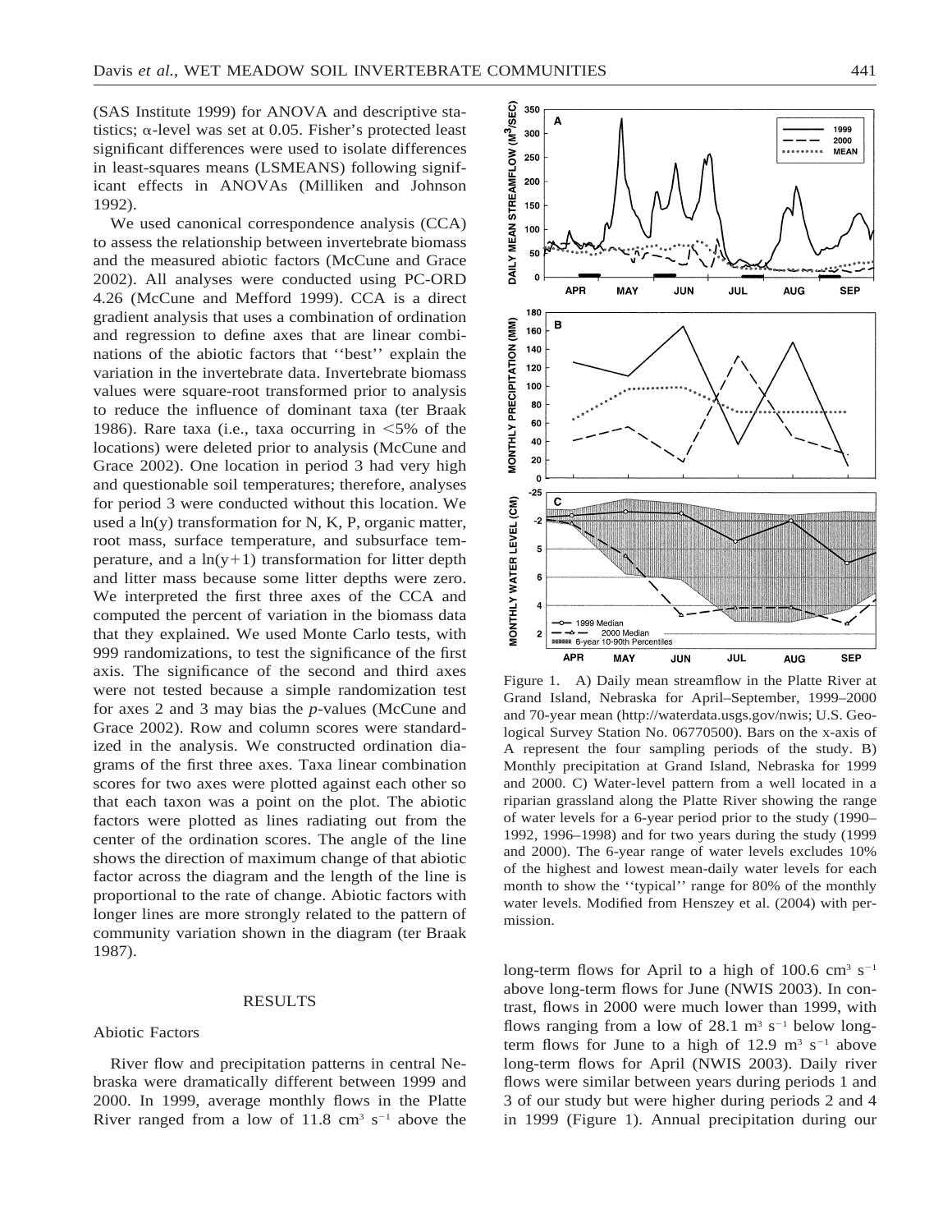(SAS Institute 1999) for ANOVA and descriptive statistics; α-level was set at 0.05. Fisher's protected least significant differences were used to isolate differences in least-squares means (LSMEANS) following significant effects in ANOVAs (Milliken and Johnson 1992).

We used canonical correspondence analysis (CCA) to assess the relationship between invertebrate biomass and the measured abiotic factors (McCune and Grace 2002). All analyses were conducted using PC-ORD 4.26 (McCune and Mefford 1999). CCA is a direct gradient analysis that uses a combination of ordination and regression to define axes that are linear combinations of the abiotic factors that ''best'' explain the variation in the invertebrate data. Invertebrate biomass values were square-root transformed prior to analysis to reduce the influence of dominant taxa (ter Braak 1986). Rare taxa (i.e., taxa occurring in <5% of the locations) were deleted prior to analysis (McCune and Grace 2002). One location in period 3 had very high and questionable soil temperatures; therefore, analyses for period 3 were conducted without this location. We used a ln(y) transformation for N, K, P, organic matter, root mass, surface temperature, and subsurface temperature, and a ln(y+1) transformation for litter depth and litter mass because some litter depths were zero. We interpreted the first three axes of the CCA and computed the percent of variation in the biomass data that they explained. We used Monte Carlo tests, with 999 randomizations, to test the significance of the first axis. The significance of the second and third axes were not tested because a simple randomization test for axes 2 and 3 may bias the *p*-values (McCune and Grace 2002). Row and column scores were standardized in the analysis. We constructed ordination diagrams of the first three axes. Taxa linear combination scores for two axes were plotted against each other so that each taxon was a point on the plot. The abiotic factors were plotted as lines radiating out from the center of the ordination scores. The angle of the line shows the direction of maximum change of that abiotic factor across the diagram and the length of the line is proportional to the rate of change. Abiotic factors with longer lines are more strongly related to the pattern of community variation shown in the diagram (ter Braak 1987).

## RESULTS

### Abiotic Factors

River flow and precipitation patterns in central Nebraska were dramatically different between 1999 and 2000. In 1999, average monthly flows in the Platte River ranged from a low of 11.8 $cm^3\ s^{-1}$ above the long-term flows for April to a high of 100.6 $cm^3\ s^{-1}$ above long-term flows for June (NWIS 2003). In contrast, flows in 2000 were much lower than 1999, with flows ranging from a low of 28.1 $m^3\ s^{-1}$ below long-term flows for June to a high of 12.9 $m^3\ s^{-1}$ above long-term flows for April (NWIS 2003). Daily river flows were similar between years during periods 1 and 3 of our study but were higher during periods 2 and 4 in 1999 (Figure 1). Annual precipitation during our

Figure 1. A) Daily mean streamflow in the Platte River at Grand Island, Nebraska for April–September, 1999–2000 and 70-year mean (http://waterdata.usgs.gov/nwis; U.S. Geological Survey Station No. 06770500). Bars on the x-axis of A represent the four sampling periods of the study. B) Monthly precipitation at Grand Island, Nebraska for 1999 and 2000. C) Water-level pattern from a well located in a riparian grassland along the Platte River showing the range of water levels for a 6-year period prior to the study (1990–1992, 1996–1998) and for two years during the study (1999 and 2000). The 6-year range of water levels excludes 10% of the highest and lowest mean-daily water levels for each month to show the ''typical'' range for 80% of the monthly water levels. Modified from Henszey et al. (2004) with permission.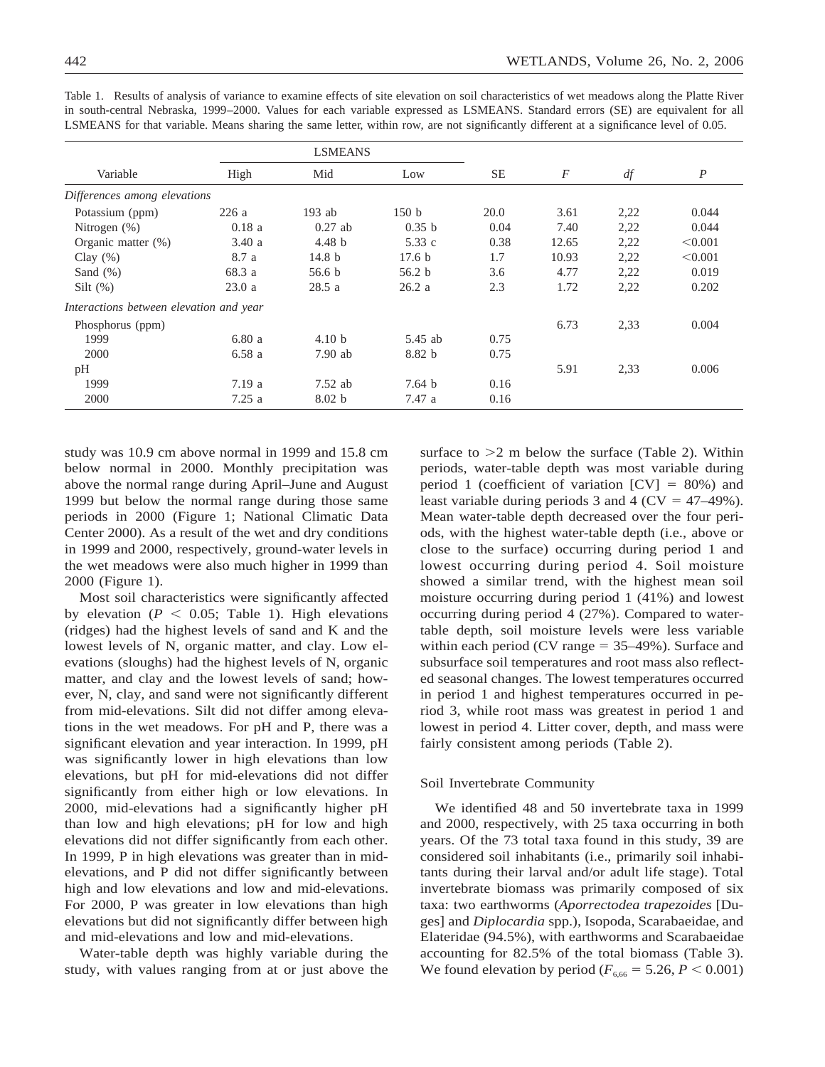Table 1. Results of analysis of variance to examine effects of site elevation on soil characteristics of wet meadows along the Platte River in south-central Nebraska, 1999–2000. Values for each variable expressed as LSMEANS. Standard errors (SE) are equivalent for all LSMEANS for that variable. Means sharing the same letter, within row, are not significantly different at a significance level of 0.05.

| Variable | LSMEANS | | | SE | *F* | *df* | *P* |
|---|---|---|---|---|---|---|---|
| | High | Mid | Low | | | | |
| *Differences among elevations* | | | | | | | |
| Potassium (ppm) | 226 a | 193 ab | 150 b | 20.0 | 3.61 | 2,22 | 0.044 |
| Nitrogen (%) | 0.18 a | 0.27 ab | 0.35 b | 0.04 | 7.40 | 2,22 | 0.044 |
| Organic matter (%) | 3.40 a | 4.48 b | 5.33 c | 0.38 | 12.65 | 2,22 | <0.001 |
| Clay (%) | 8.7 a | 14.8 b | 17.6 b | 1.7 | 10.93 | 2,22 | <0.001 |
| Sand (%) | 68.3 a | 56.6 b | 56.2 b | 3.6 | 4.77 | 2,22 | 0.019 |
| Silt (%) | 23.0 a | 28.5 a | 26.2 a | 2.3 | 1.72 | 2,22 | 0.202 |
| *Interactions between elevation and year* | | | | | | | |
| Phosphorus (ppm) | | | | | 6.73 | 2,33 | 0.004 |
| 1999 | 6.80 a | 4.10 b | 5.45 ab | 0.75 | | | |
| 2000 | 6.58 a | 7.90 ab | 8.82 b | 0.75 | | | |
| pH | | | | | 5.91 | 2,33 | 0.006 |
| 1999 | 7.19 a | 7.52 ab | 7.64 b | 0.16 | | | |
| 2000 | 7.25 a | 8.02 b | 7.47 a | 0.16 | | | |

study was 10.9 cm above normal in 1999 and 15.8 cm below normal in 2000. Monthly precipitation was above the normal range during April–June and August 1999 but below the normal range during those same periods in 2000 (Figure 1; National Climatic Data Center 2000). As a result of the wet and dry conditions in 1999 and 2000, respectively, ground-water levels in the wet meadows were also much higher in 1999 than 2000 (Figure 1).

Most soil characteristics were significantly affected by elevation ($P < 0.05$; Table 1). High elevations (ridges) had the highest levels of sand and K and the lowest levels of N, organic matter, and clay. Low elevations (sloughs) had the highest levels of N, organic matter, and clay and the lowest levels of sand; however, N, clay, and sand were not significantly different from mid-elevations. Silt did not differ among elevations in the wet meadows. For pH and P, there was a significant elevation and year interaction. In 1999, pH was significantly lower in high elevations than low elevations, but pH for mid-elevations did not differ significantly from either high or low elevations. In 2000, mid-elevations had a significantly higher pH than low and high elevations; pH for low and high elevations did not differ significantly from each other. In 1999, P in high elevations was greater than in mid-elevations, and P did not differ significantly between high and low elevations and low and mid-elevations. For 2000, P was greater in low elevations than high elevations but did not significantly differ between high and mid-elevations and low and mid-elevations.

Water-table depth was highly variable during the study, with values ranging from at or just above the surface to >2 m below the surface (Table 2). Within periods, water-table depth was most variable during period 1 (coefficient of variation [CV] = 80%) and least variable during periods 3 and 4 (CV = 47–49%). Mean water-table depth decreased over the four periods, with the highest water-table depth (i.e., above or close to the surface) occurring during period 1 and lowest occurring during period 4. Soil moisture showed a similar trend, with the highest mean soil moisture occurring during period 1 (41%) and lowest occurring during period 4 (27%). Compared to water-table depth, soil moisture levels were less variable within each period (CV range = 35–49%). Surface and subsurface soil temperatures and root mass also reflected seasonal changes. The lowest temperatures occurred in period 1 and highest temperatures occurred in period 3, while root mass was greatest in period 1 and lowest in period 4. Litter cover, depth, and mass were fairly consistent among periods (Table 2).

### Soil Invertebrate Community

We identified 48 and 50 invertebrate taxa in 1999 and 2000, respectively, with 25 taxa occurring in both years. Of the 73 total taxa found in this study, 39 are considered soil inhabitants (i.e., primarily soil inhabitants during their larval and/or adult life stage). Total invertebrate biomass was primarily composed of six taxa: two earthworms (*Aporrectodea trapezoides* [Duges] and *Diplocardia* spp.), Isopoda, Scarabaeidae, and Elateridae (94.5%), with earthworms and Scarabaeidae accounting for 82.5% of the total biomass (Table 3). We found elevation by period ($F_{6,66} = 5.26$, $P < 0.001$)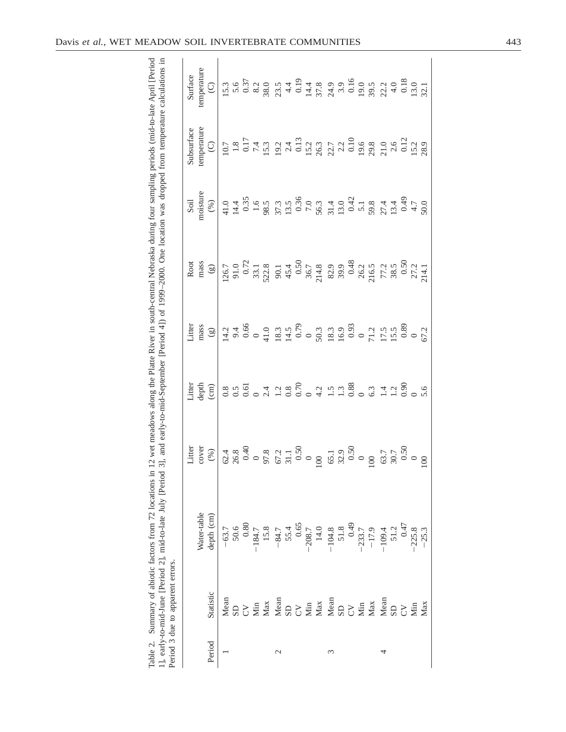Table 2. Summary of abiotic factors from 72 locations in 12 wet meadows along the Platte River in south-central Nebraska during four sampling periods (mid-to-late April [Period 1], early-to-mid-June [Period 2], mid-to-late July [Period 3], and early-to-mid-September [Period 4]) of 1999–2000. One location was dropped from temperature calculations in Period 3 due to apparent errors.

| Period | Statistic | Water-table depth (cm) | Litter cover (%) | Litter depth (cm) | Litter mass (g) | Root mass (g) | Soil moisture (%) | Subsurface temperature (C) | Surface temperature (C) |
|---|---|---|---|---|---|---|---|---|---|
| 1 | Mean | −63.7 | 62.4 | 0.8 | 14.2 | 126.7 | 41.0 | 10.7 | 15.3 |
| | SD | 50.6 | 26.8 | 0.5 | 9.4 | 91.0 | 14.4 | 1.8 | 5.6 |
| | CV | 0.80 | 0.40 | 0.61 | 0.66 | 0.72 | 0.35 | 0.17 | 0.37 |
| | Min | −184.7 | 0 | 0 | 0 | 33.1 | 1.6 | 7.4 | 8.2 |
| | Max | 15.8 | 97.8 | 2.4 | 41.0 | 522.8 | 98.5 | 15.3 | 38.0 |
| 2 | Mean | −84.7 | 67.2 | 1.2 | 18.3 | 90.1 | 37.3 | 19.2 | 23.5 |
| | SD | 55.4 | 31.1 | 0.8 | 14.5 | 45.4 | 13.5 | 2.4 | 4.4 |
| | CV | 0.65 | 0.50 | 0.70 | 0.79 | 0.50 | 0.36 | 0.13 | 0.19 |
| | Min | −208.7 | 0 | 0 | 0 | 36.7 | 7.0 | 15.2 | 14.4 |
| | Max | 14.0 | 100 | 4.2 | 50.3 | 214.8 | 56.3 | 26.3 | 37.8 |
| 3 | Mean | −104.8 | 65.1 | 1.5 | 18.3 | 82.9 | 31.4 | 22.7 | 24.9 |
| | SD | 51.8 | 32.9 | 1.3 | 16.9 | 39.9 | 13.0 | 2.2 | 3.9 |
| | CV | 0.49 | 0.50 | 0.88 | 0.93 | 0.48 | 0.42 | 0.10 | 0.16 |
| | Min | −233.7 | 0 | 0 | 0 | 26.2 | 5.1 | 19.6 | 19.0 |
| | Max | −17.9 | 100 | 6.3 | 71.2 | 216.5 | 59.8 | 29.8 | 39.5 |
| 4 | Mean | −109.4 | 63.7 | 1.4 | 17.5 | 77.2 | 27.4 | 21.0 | 22.2 |
| | SD | 51.2 | 30.7 | 1.2 | 15.5 | 38.5 | 13.4 | 2.6 | 4.0 |
| | CV | 0.47 | 0.50 | 0.90 | 0.89 | 0.50 | 0.49 | 0.12 | 0.18 |
| | Min | −225.8 | 0 | 0 | 0 | 27.2 | 4.7 | 15.2 | 13.0 |
| | Max | −25.3 | 100 | 5.6 | 67.2 | 214.1 | 50.0 | 28.9 | 32.1 |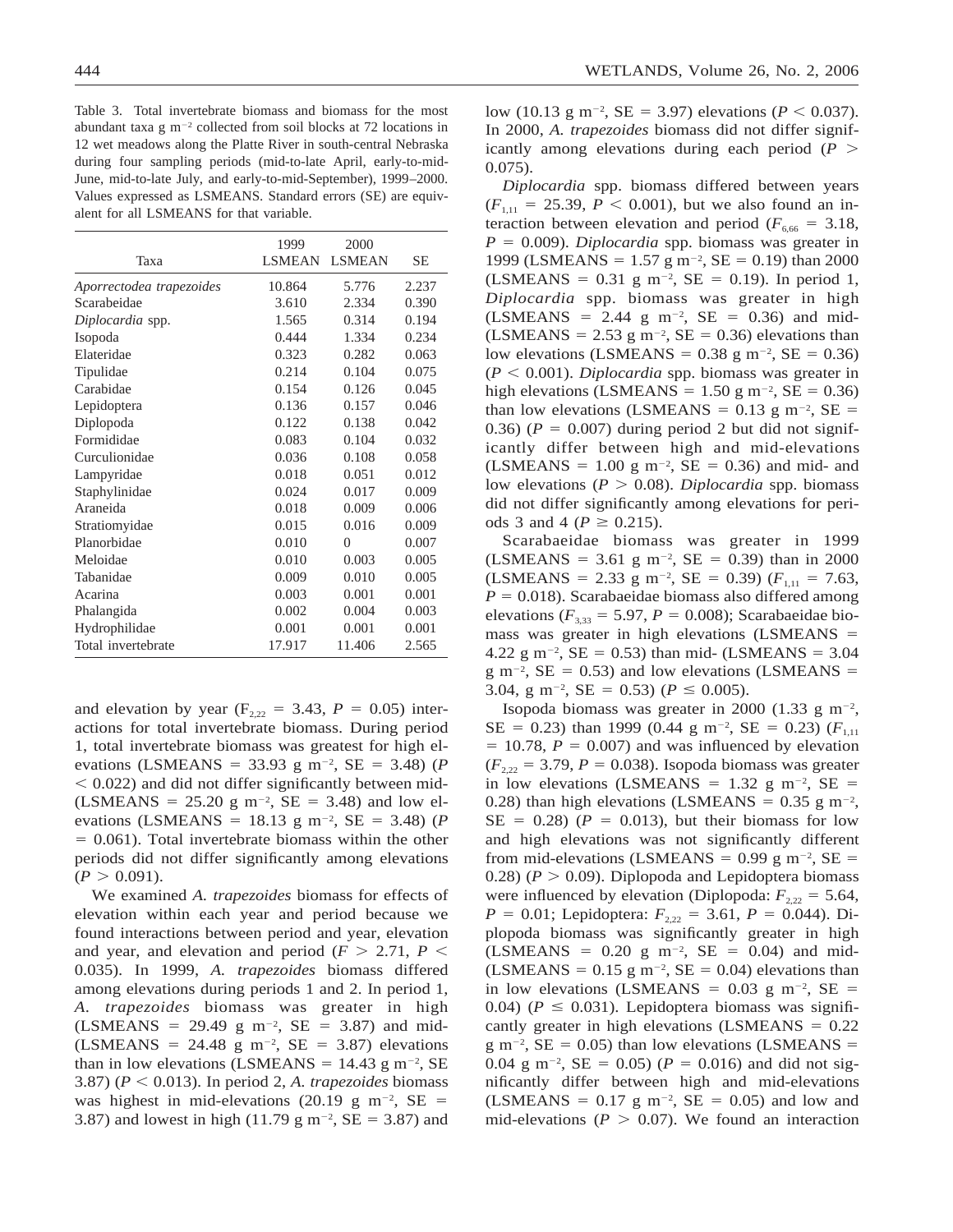Table 3. Total invertebrate biomass and biomass for the most abundant taxa g m$^{-2}$ collected from soil blocks at 72 locations in 12 wet meadows along the Platte River in south-central Nebraska during four sampling periods (mid-to-late April, early-to-mid-June, mid-to-late July, and early-to-mid-September), 1999–2000. Values expressed as LSMEANS. Standard errors (SE) are equivalent for all LSMEANS for that variable.

| Taxa | 1999 LSMEAN | 2000 LSMEAN | SE |
|---|---|---|---|
| *Aporrectodea trapezoides* | 10.864 | 5.776 | 2.237 |
| Scarabeidae | 3.610 | 2.334 | 0.390 |
| *Diplocardia* spp. | 1.565 | 0.314 | 0.194 |
| Isopoda | 0.444 | 1.334 | 0.234 |
| Elateridae | 0.323 | 0.282 | 0.063 |
| Tipulidae | 0.214 | 0.104 | 0.075 |
| Carabidae | 0.154 | 0.126 | 0.045 |
| Lepidoptera | 0.136 | 0.157 | 0.046 |
| Diplopoda | 0.122 | 0.138 | 0.042 |
| Formididae | 0.083 | 0.104 | 0.032 |
| Curculionidae | 0.036 | 0.108 | 0.058 |
| Lampyridae | 0.018 | 0.051 | 0.012 |
| Staphylinidae | 0.024 | 0.017 | 0.009 |
| Araneida | 0.018 | 0.009 | 0.006 |
| Stratiomyidae | 0.015 | 0.016 | 0.009 |
| Planorbidae | 0.010 | 0 | 0.007 |
| Meloidae | 0.010 | 0.003 | 0.005 |
| Tabanidae | 0.009 | 0.010 | 0.005 |
| Acarina | 0.003 | 0.001 | 0.001 |
| Phalangida | 0.002 | 0.004 | 0.003 |
| Hydrophilidae | 0.001 | 0.001 | 0.001 |
| Total invertebrate | 17.917 | 11.406 | 2.565 |

and elevation by year ($F_{2,22} = 3.43$, $P = 0.05$) interactions for total invertebrate biomass. During period 1, total invertebrate biomass was greatest for high elevations (LSMEANS = 33.93 g m$^{-2}$, SE = 3.48) ($P < 0.022$) and did not differ significantly between mid- (LSMEANS = 25.20 g m$^{-2}$, SE = 3.48) and low elevations (LSMEANS = 18.13 g m$^{-2}$, SE = 3.48) ($P = 0.061$). Total invertebrate biomass within the other periods did not differ significantly among elevations ($P > 0.091$).

We examined *A. trapezoides* biomass for effects of elevation within each year and period because we found interactions between period and year, elevation and year, and elevation and period ($F > 2.71$, $P < 0.035$). In 1999, *A. trapezoides* biomass differed among elevations during periods 1 and 2. In period 1, *A. trapezoides* biomass was greater in high (LSMEANS = 29.49 g m$^{-2}$, SE = 3.87) and mid- (LSMEANS = 24.48 g m$^{-2}$, SE = 3.87) elevations than in low elevations (LSMEANS = 14.43 g m$^{-2}$, SE 3.87) ($P < 0.013$). In period 2, *A. trapezoides* biomass was highest in mid-elevations (20.19 g m$^{-2}$, SE = 3.87) and lowest in high (11.79 g m$^{-2}$, SE = 3.87) and low (10.13 g m$^{-2}$, SE = 3.97) elevations ($P < 0.037$). In 2000, *A. trapezoides* biomass did not differ significantly among elevations during each period ($P > 0.075$).

*Diplocardia* spp. biomass differed between years ($F_{1,11} = 25.39$, $P < 0.001$), but we also found an interaction between elevation and period ($F_{6,66} = 3.18$, $P = 0.009$). *Diplocardia* spp. biomass was greater in 1999 (LSMEANS = 1.57 g m$^{-2}$, SE = 0.19) than 2000 (LSMEANS = 0.31 g m$^{-2}$, SE = 0.19). In period 1, *Diplocardia* spp. biomass was greater in high (LSMEANS = 2.44 g m$^{-2}$, SE = 0.36) and mid- (LSMEANS = 2.53 g m$^{-2}$, SE = 0.36) elevations than low elevations (LSMEANS = 0.38 g m$^{-2}$, SE = 0.36) ($P < 0.001$). *Diplocardia* spp. biomass was greater in high elevations (LSMEANS = 1.50 g m$^{-2}$, SE = 0.36) than low elevations (LSMEANS = 0.13 g m$^{-2}$, SE = 0.36) ($P = 0.007$) during period 2 but did not significantly differ between high and mid-elevations (LSMEANS = 1.00 g m$^{-2}$, SE = 0.36) and mid- and low elevations ($P > 0.08$). *Diplocardia* spp. biomass did not differ significantly among elevations for periods 3 and 4 ($P \geq 0.215$).

Scarabaeidae biomass was greater in 1999 (LSMEANS = 3.61 g m$^{-2}$, SE = 0.39) than in 2000 (LSMEANS = 2.33 g m$^{-2}$, SE = 0.39) ($F_{1,11} = 7.63$, $P = 0.018$). Scarabaeidae biomass also differed among elevations ($F_{3,33} = 5.97$, $P = 0.008$); Scarabaeidae biomass was greater in high elevations (LSMEANS = 4.22 g m$^{-2}$, SE = 0.53) than mid- (LSMEANS = 3.04 g m$^{-2}$, SE = 0.53) and low elevations (LSMEANS = 3.04, g m$^{-2}$, SE = 0.53) ($P \leq 0.005$).

Isopoda biomass was greater in 2000 (1.33 g m$^{-2}$, SE = 0.23) than 1999 (0.44 g m$^{-2}$, SE = 0.23) ($F_{1,11} = 10.78$, $P = 0.007$) and was influenced by elevation ($F_{2,22} = 3.79$, $P = 0.038$). Isopoda biomass was greater in low elevations (LSMEANS = 1.32 g m$^{-2}$, SE = 0.28) than high elevations (LSMEANS = 0.35 g m$^{-2}$, SE = 0.28) ($P = 0.013$), but their biomass for low and high elevations was not significantly different from mid-elevations (LSMEANS = 0.99 g m$^{-2}$, SE = 0.28) ($P > 0.09$). Diplopoda and Lepidoptera biomass were influenced by elevation (Diplopoda: $F_{2,22} = 5.64$, $P = 0.01$; Lepidoptera: $F_{2,22} = 3.61$, $P = 0.044$). Diplopoda biomass was significantly greater in high (LSMEANS = 0.20 g m$^{-2}$, SE = 0.04) and mid- (LSMEANS = 0.15 g m$^{-2}$, SE = 0.04) elevations than in low elevations (LSMEANS = 0.03 g m$^{-2}$, SE = 0.04) ($P \leq 0.031$). Lepidoptera biomass was significantly greater in high elevations (LSMEANS = 0.22 g m$^{-2}$, SE = 0.05) than low elevations (LSMEANS = 0.04 g m$^{-2}$, SE = 0.05) ($P = 0.016$) and did not significantly differ between high and mid-elevations (LSMEANS = 0.17 g m$^{-2}$, SE = 0.05) and low and mid-elevations ($P > 0.07$). We found an interaction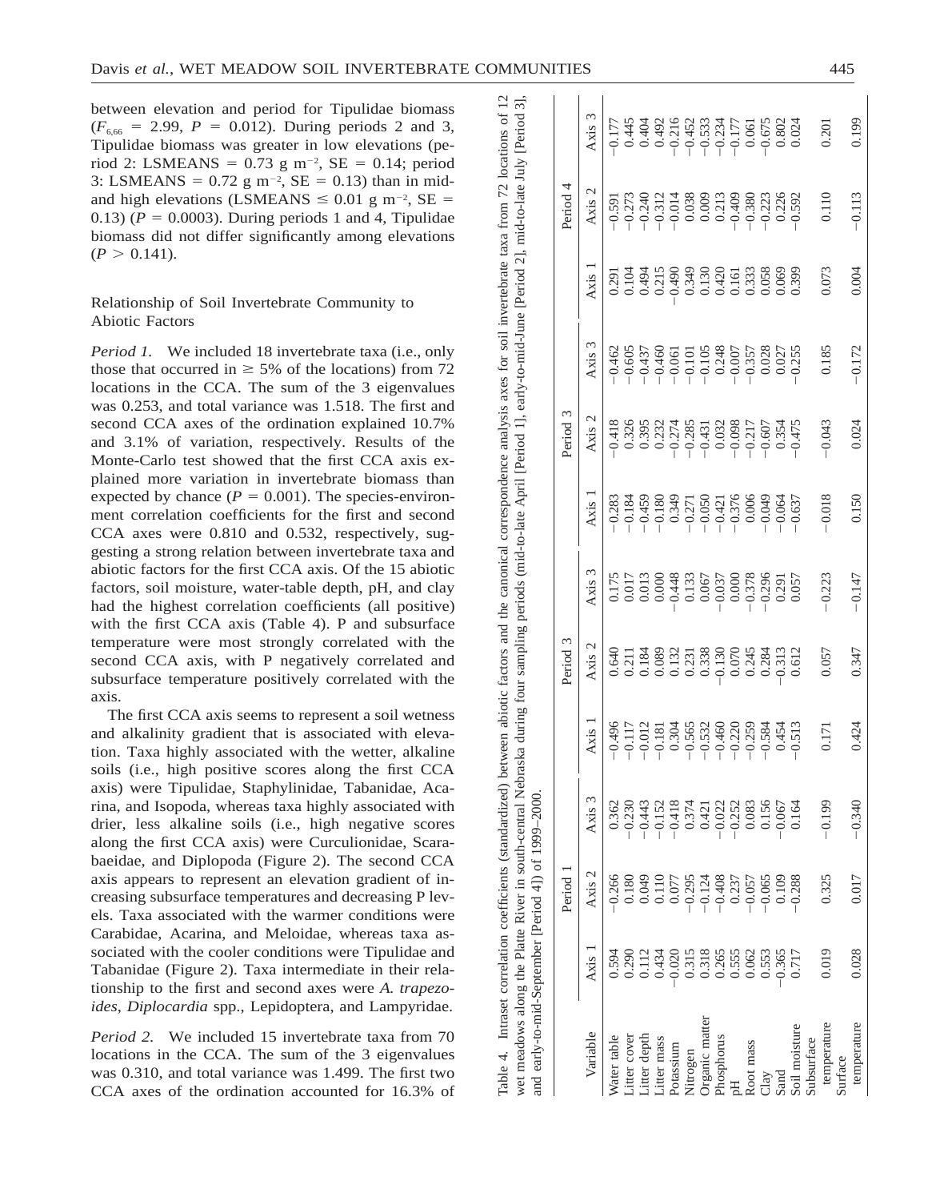between elevation and period for Tipulidae biomass ($F_{6,66}$ = 2.99, $P$ = 0.012). During periods 2 and 3, Tipulidae biomass was greater in low elevations (period 2: LSMEANS = 0.73 g m$^{-2}$, SE = 0.14; period 3: LSMEANS = 0.72 g m$^{-2}$, SE = 0.13) than in mid- and high elevations (LSMEANS ≤ 0.01 g m$^{-2}$, SE = 0.13) ($P$ = 0.0003). During periods 1 and 4, Tipulidae biomass did not differ significantly among elevations ($P > 0.141$).

## Relationship of Soil Invertebrate Community to Abiotic Factors

*Period 1.* We included 18 invertebrate taxa (i.e., only those that occurred in ≥ 5% of the locations) from 72 locations in the CCA. The sum of the 3 eigenvalues was 0.253, and total variance was 1.518. The first and second CCA axes of the ordination explained 10.7% and 3.1% of variation, respectively. Results of the Monte-Carlo test showed that the first CCA axis explained more variation in invertebrate biomass than expected by chance ($P$ = 0.001). The species-environment correlation coefficients for the first and second CCA axes were 0.810 and 0.532, respectively, suggesting a strong relation between invertebrate taxa and abiotic factors for the first CCA axis. Of the 15 abiotic factors, soil moisture, water-table depth, pH, and clay had the highest correlation coefficients (all positive) with the first CCA axis (Table 4). P and subsurface temperature were most strongly correlated with the second CCA axis, with P negatively correlated and subsurface temperature positively correlated with the axis.

The first CCA axis seems to represent a soil wetness and alkalinity gradient that is associated with elevation. Taxa highly associated with the wetter, alkaline soils (i.e., high positive scores along the first CCA axis) were Tipulidae, Staphylinidae, Tabanidae, Acarina, and Isopoda, whereas taxa highly associated with drier, less alkaline soils (i.e., high negative scores along the first CCA axis) were Curculionidae, Scarabaeidae, and Diplopoda (Figure 2). The second CCA axis appears to represent an elevation gradient of increasing subsurface temperatures and decreasing P levels. Taxa associated with the warmer conditions were Carabidae, Acarina, and Meloidae, whereas taxa associated with the cooler conditions were Tipulidae and Tabanidae (Figure 2). Taxa intermediate in their relationship to the first and second axes were *A. trapezoides*, *Diplocardia* spp., Lepidoptera, and Lampyridae.

*Period 2.* We included 15 invertebrate taxa from 70 locations in the CCA. The sum of the 3 eigenvalues was 0.310, and total variance was 1.499. The first two CCA axes of the ordination accounted for 16.3% of

Table 4. Intraset correlation coefficients (standardized) between abiotic factors and the canonical correspondence analysis axes for soil invertebrate taxa from 72 locations of 12 wet meadows along the Platte River in south-central Nebraska during four sampling periods (mid-to-late April [Period 1], early-to-mid-June [Period 2], mid-to-late July [Period 3], and early-to-mid-September [Period 4]) of 1999–2000.

| Variable | Period 1 | | | Period 3 | | | Period 3 | | | Period 4 | | |
|---|---|---|---|---|---|---|---|---|---|---|---|---|
| | Axis 1 | Axis 2 | Axis 3 | Axis 1 | Axis 2 | Axis 3 | Axis 1 | Axis 2 | Axis 3 | Axis 1 | Axis 2 | Axis 3 |
| Water table | 0.594 | −0.266 | 0.362 | −0.496 | 0.640 | 0.175 | −0.283 | −0.418 | −0.462 | 0.291 | −0.591 | −0.177 |
| Litter cover | 0.290 | 0.180 | −0.230 | −0.117 | 0.211 | 0.017 | −0.184 | 0.326 | −0.605 | 0.104 | −0.273 | 0.445 |
| Litter depth | 0.112 | 0.049 | −0.443 | −0.012 | 0.184 | 0.013 | −0.459 | 0.395 | −0.437 | 0.494 | −0.240 | 0.404 |
| Litter mass | 0.434 | 0.110 | −0.152 | −0.181 | 0.089 | 0.000 | −0.180 | 0.232 | −0.460 | 0.215 | −0.312 | 0.492 |
| Potassium | −0.020 | 0.077 | −0.418 | 0.304 | 0.132 | −0.448 | 0.349 | −0.274 | −0.061 | −0.490 | −0.014 | −0.216 |
| Nitrogen | 0.315 | −0.295 | 0.374 | −0.565 | 0.231 | 0.133 | −0.271 | −0.285 | −0.101 | 0.349 | 0.038 | −0.452 |
| Organic matter | 0.318 | −0.124 | 0.421 | −0.532 | 0.338 | 0.067 | −0.050 | −0.431 | −0.105 | 0.130 | 0.009 | −0.533 |
| Phosphorus | 0.265 | −0.408 | −0.022 | −0.460 | −0.130 | −0.037 | −0.421 | 0.032 | 0.248 | 0.420 | 0.213 | −0.234 |
| pH | 0.555 | 0.237 | −0.252 | −0.220 | 0.070 | 0.000 | −0.376 | −0.098 | −0.007 | 0.161 | −0.409 | −0.177 |
| Root mass | 0.062 | −0.057 | 0.083 | −0.259 | 0.245 | −0.378 | 0.006 | −0.217 | −0.357 | 0.333 | −0.380 | 0.061 |
| Clay | 0.553 | −0.065 | 0.156 | −0.584 | 0.284 | −0.296 | −0.049 | −0.607 | 0.028 | 0.058 | −0.223 | −0.675 |
| Sand | −0.365 | 0.109 | −0.067 | 0.454 | −0.313 | 0.291 | −0.064 | 0.354 | 0.027 | 0.069 | 0.226 | 0.802 |
| Soil moisture | 0.717 | −0.288 | 0.164 | −0.513 | 0.612 | 0.057 | −0.637 | −0.475 | −0.255 | 0.399 | −0.592 | 0.024 |
| Subsurface temperature | 0.019 | 0.325 | −0.199 | 0.171 | 0.057 | −0.223 | −0.018 | −0.043 | 0.185 | 0.073 | 0.110 | 0.201 |
| Surface temperature | 0.028 | 0.017 | −0.340 | 0.424 | 0.347 | −0.147 | 0.150 | 0.024 | −0.172 | 0.004 | −0.113 | 0.199 |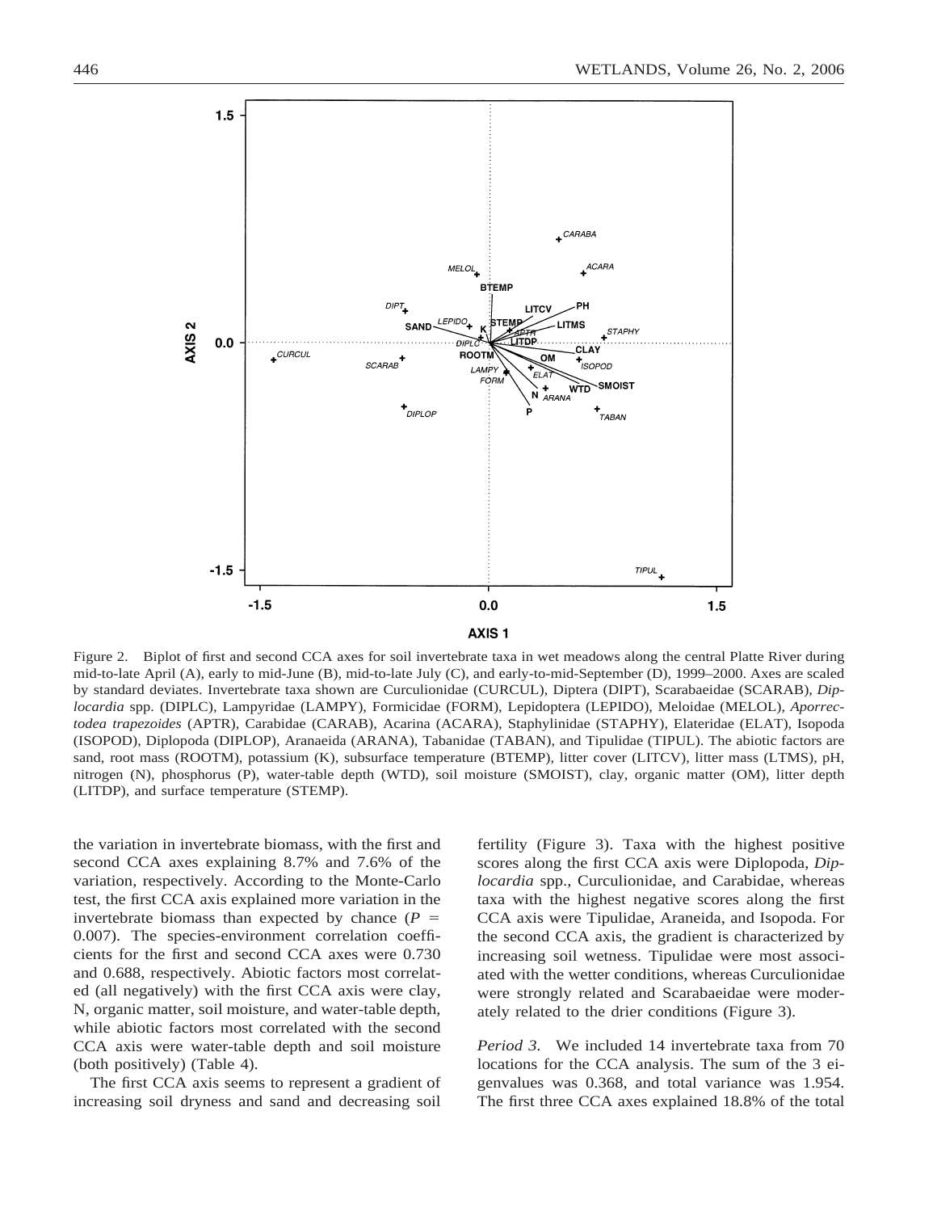Figure 2. Biplot of first and second CCA axes for soil invertebrate taxa in wet meadows along the central Platte River during mid-to-late April (A), early to mid-June (B), mid-to-late July (C), and early-to-mid-September (D), 1999–2000. Axes are scaled by standard deviates. Invertebrate taxa shown are Curculionidae (CURCUL), Diptera (DIPT), Scarabaeidae (SCARAB), *Diplocardia* spp. (DIPLC), Lampyridae (LAMPY), Formicidae (FORM), Lepidoptera (LEPIDO), Meloidae (MELOL), *Aporrectodea trapezoides* (APTR), Carabidae (CARAB), Acarina (ACARA), Staphylinidae (STAPHY), Elateridae (ELAT), Isopoda (ISOPOD), Diplopoda (DIPLOP), Aranaeida (ARANA), Tabanidae (TABAN), and Tipulidae (TIPUL). The abiotic factors are sand, root mass (ROOTM), potassium (K), subsurface temperature (BTEMP), litter cover (LITCV), litter mass (LTMS), pH, nitrogen (N), phosphorus (P), water-table depth (WTD), soil moisture (SMOIST), clay, organic matter (OM), litter depth (LITDP), and surface temperature (STEMP).

the variation in invertebrate biomass, with the first and second CCA axes explaining 8.7% and 7.6% of the variation, respectively. According to the Monte-Carlo test, the first CCA axis explained more variation in the invertebrate biomass than expected by chance ($P = 0.007$). The species-environment correlation coefficients for the first and second CCA axes were 0.730 and 0.688, respectively. Abiotic factors most correlated (all negatively) with the first CCA axis were clay, N, organic matter, soil moisture, and water-table depth, while abiotic factors most correlated with the second CCA axis were water-table depth and soil moisture (both positively) (Table 4).

The first CCA axis seems to represent a gradient of increasing soil dryness and sand and decreasing soil fertility (Figure 3). Taxa with the highest positive scores along the first CCA axis were Diplopoda, *Diplocardia* spp., Curculionidae, and Carabidae, whereas taxa with the highest negative scores along the first CCA axis were Tipulidae, Araneida, and Isopoda. For the second CCA axis, the gradient is characterized by increasing soil wetness. Tipulidae were most associated with the wetter conditions, whereas Curculionidae were strongly related and Scarabaeidae were moderately related to the drier conditions (Figure 3).

*Period 3.* We included 14 invertebrate taxa from 70 locations for the CCA analysis. The sum of the 3 eigenvalues was 0.368, and total variance was 1.954. The first three CCA axes explained 18.8% of the total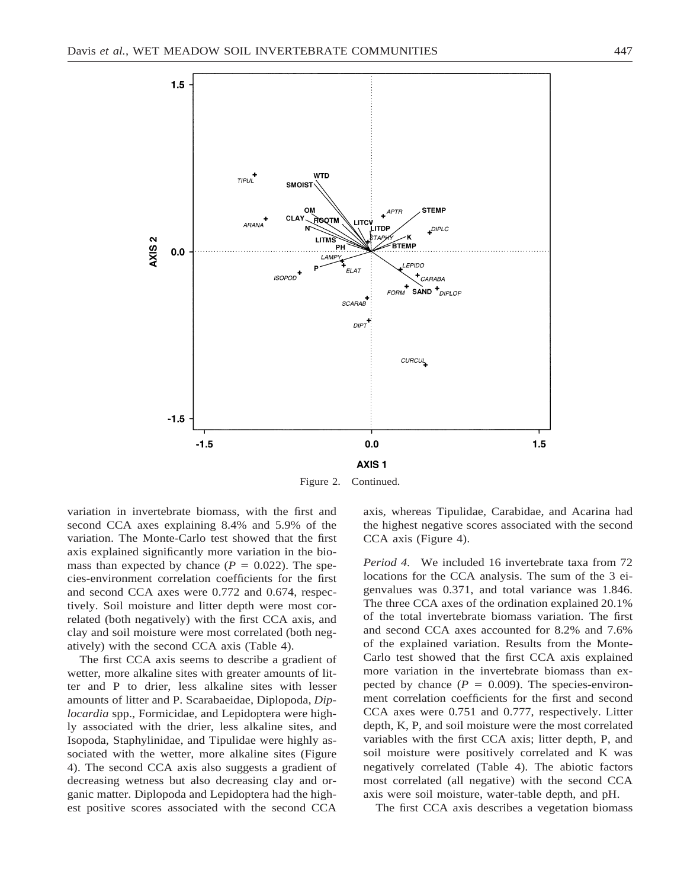Figure 2. Continued.

variation in invertebrate biomass, with the first and second CCA axes explaining 8.4% and 5.9% of the variation. The Monte-Carlo test showed that the first axis explained significantly more variation in the biomass than expected by chance ($P = 0.022$). The species-environment correlation coefficients for the first and second CCA axes were 0.772 and 0.674, respectively. Soil moisture and litter depth were most correlated (both negatively) with the first CCA axis, and clay and soil moisture were most correlated (both negatively) with the second CCA axis (Table 4).

The first CCA axis seems to describe a gradient of wetter, more alkaline sites with greater amounts of litter and P to drier, less alkaline sites with lesser amounts of litter and P. Scarabaeidae, Diplopoda, *Diplocardia* spp., Formicidae, and Lepidoptera were highly associated with the drier, less alkaline sites, and Isopoda, Staphylinidae, and Tipulidae were highly associated with the wetter, more alkaline sites (Figure 4). The second CCA axis also suggests a gradient of decreasing wetness but also decreasing clay and organic matter. Diplopoda and Lepidoptera had the highest positive scores associated with the second CCA axis, whereas Tipulidae, Carabidae, and Acarina had the highest negative scores associated with the second CCA axis (Figure 4).

*Period 4.* We included 16 invertebrate taxa from 72 locations for the CCA analysis. The sum of the 3 eigenvalues was 0.371, and total variance was 1.846. The three CCA axes of the ordination explained 20.1% of the total invertebrate biomass variation. The first and second CCA axes accounted for 8.2% and 7.6% of the explained variation. Results from the Monte-Carlo test showed that the first CCA axis explained more variation in the invertebrate biomass than expected by chance ($P = 0.009$). The species-environment correlation coefficients for the first and second CCA axes were 0.751 and 0.777, respectively. Litter depth, K, P, and soil moisture were the most correlated variables with the first CCA axis; litter depth, P, and soil moisture were positively correlated and K was negatively correlated (Table 4). The abiotic factors most correlated (all negative) with the second CCA axis were soil moisture, water-table depth, and pH.

The first CCA axis describes a vegetation biomass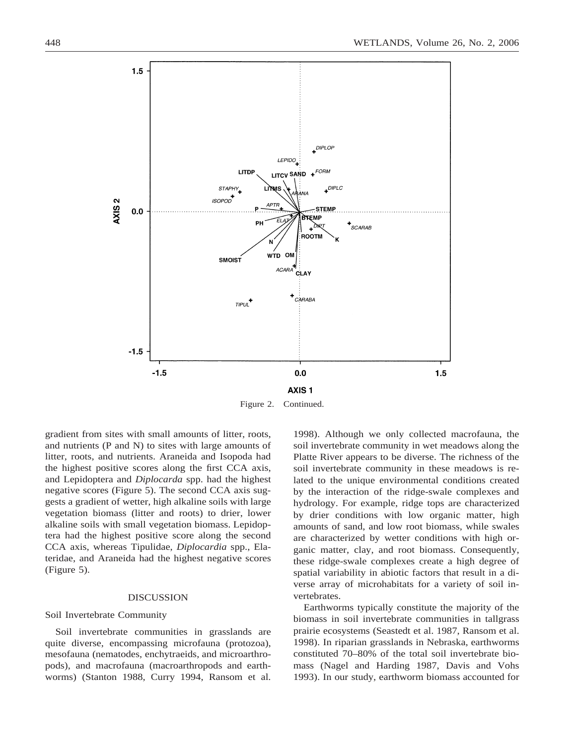Figure 2. Continued.

gradient from sites with small amounts of litter, roots, and nutrients (P and N) to sites with large amounts of litter, roots, and nutrients. Araneida and Isopoda had the highest positive scores along the first CCA axis, and Lepidoptera and *Diplocarda* spp. had the highest negative scores (Figure 5). The second CCA axis suggests a gradient of wetter, high alkaline soils with large vegetation biomass (litter and roots) to drier, lower alkaline soils with small vegetation biomass. Lepidoptera had the highest positive score along the second CCA axis, whereas Tipulidae, *Diplocardia* spp., Elateridae, and Araneida had the highest negative scores (Figure 5).

## DISCUSSION

### Soil Invertebrate Community

Soil invertebrate communities in grasslands are quite diverse, encompassing microfauna (protozoa), mesofauna (nematodes, enchytraeids, and microarthropods), and macrofauna (macroarthropods and earthworms) (Stanton 1988, Curry 1994, Ransom et al. 1998). Although we only collected macrofauna, the soil invertebrate community in wet meadows along the Platte River appears to be diverse. The richness of the soil invertebrate community in these meadows is related to the unique environmental conditions created by the interaction of the ridge-swale complexes and hydrology. For example, ridge tops are characterized by drier conditions with low organic matter, high amounts of sand, and low root biomass, while swales are characterized by wetter conditions with high organic matter, clay, and root biomass. Consequently, these ridge-swale complexes create a high degree of spatial variability in abiotic factors that result in a diverse array of microhabitats for a variety of soil invertebrates.

Earthworms typically constitute the majority of the biomass in soil invertebrate communities in tallgrass prairie ecosystems (Seastedt et al. 1987, Ransom et al. 1998). In riparian grasslands in Nebraska, earthworms constituted 70–80% of the total soil invertebrate biomass (Nagel and Harding 1987, Davis and Vohs 1993). In our study, earthworm biomass accounted for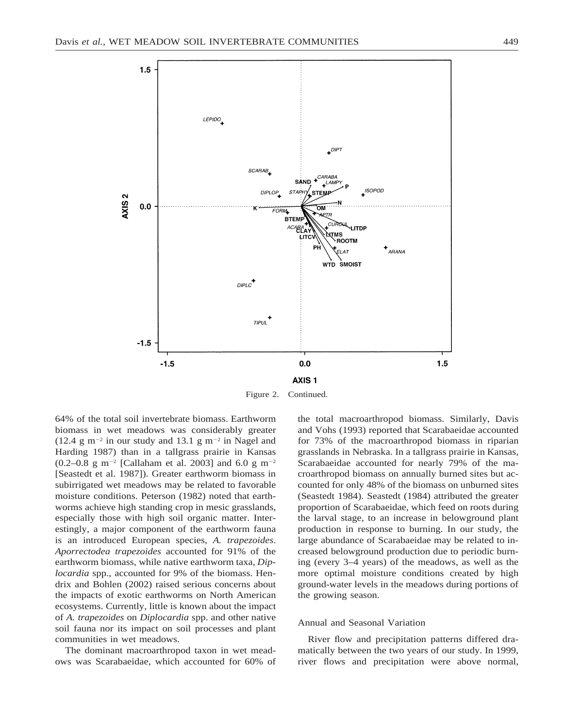Figure 2. Continued.

64% of the total soil invertebrate biomass. Earthworm biomass in wet meadows was considerably greater (12.4 g m$^{-2}$ in our study and 13.1 g m$^{-2}$ in Nagel and Harding 1987) than in a tallgrass prairie in Kansas (0.2–0.8 g m$^{-2}$ [Callaham et al. 2003] and 6.0 g m$^{-2}$ [Seastedt et al. 1987]). Greater earthworm biomass in subirrigated wet meadows may be related to favorable moisture conditions. Peterson (1982) noted that earthworms achieve high standing crop in mesic grasslands, especially those with high soil organic matter. Interestingly, a major component of the earthworm fauna is an introduced European species, *A. trapezoides*. *Aporrectodea trapezoides* accounted for 91% of the earthworm biomass, while native earthworm taxa, *Diplocardia* spp., accounted for 9% of the biomass. Hendrix and Bohlen (2002) raised serious concerns about the impacts of exotic earthworms on North American ecosystems. Currently, little is known about the impact of *A. trapezoides* on *Diplocardia* spp. and other native soil fauna nor its impact on soil processes and plant communities in wet meadows.

The dominant macroarthropod taxon in wet meadows was Scarabaeidae, which accounted for 60% of the total macroarthropod biomass. Similarly, Davis and Vohs (1993) reported that Scarabaeidae accounted for 73% of the macroarthropod biomass in riparian grasslands in Nebraska. In a tallgrass prairie in Kansas, Scarabaeidae accounted for nearly 79% of the macroarthropod biomass on annually burned sites but accounted for only 48% of the biomass on unburned sites (Seastedt 1984). Seastedt (1984) attributed the greater proportion of Scarabaeidae, which feed on roots during the larval stage, to an increase in belowground plant production in response to burning. In our study, the large abundance of Scarabaeidae may be related to increased belowground production due to periodic burning (every 3–4 years) of the meadows, as well as the more optimal moisture conditions created by high ground-water levels in the meadows during portions of the growing season.

### Annual and Seasonal Variation

River flow and precipitation patterns differed dramatically between the two years of our study. In 1999, river flows and precipitation were above normal,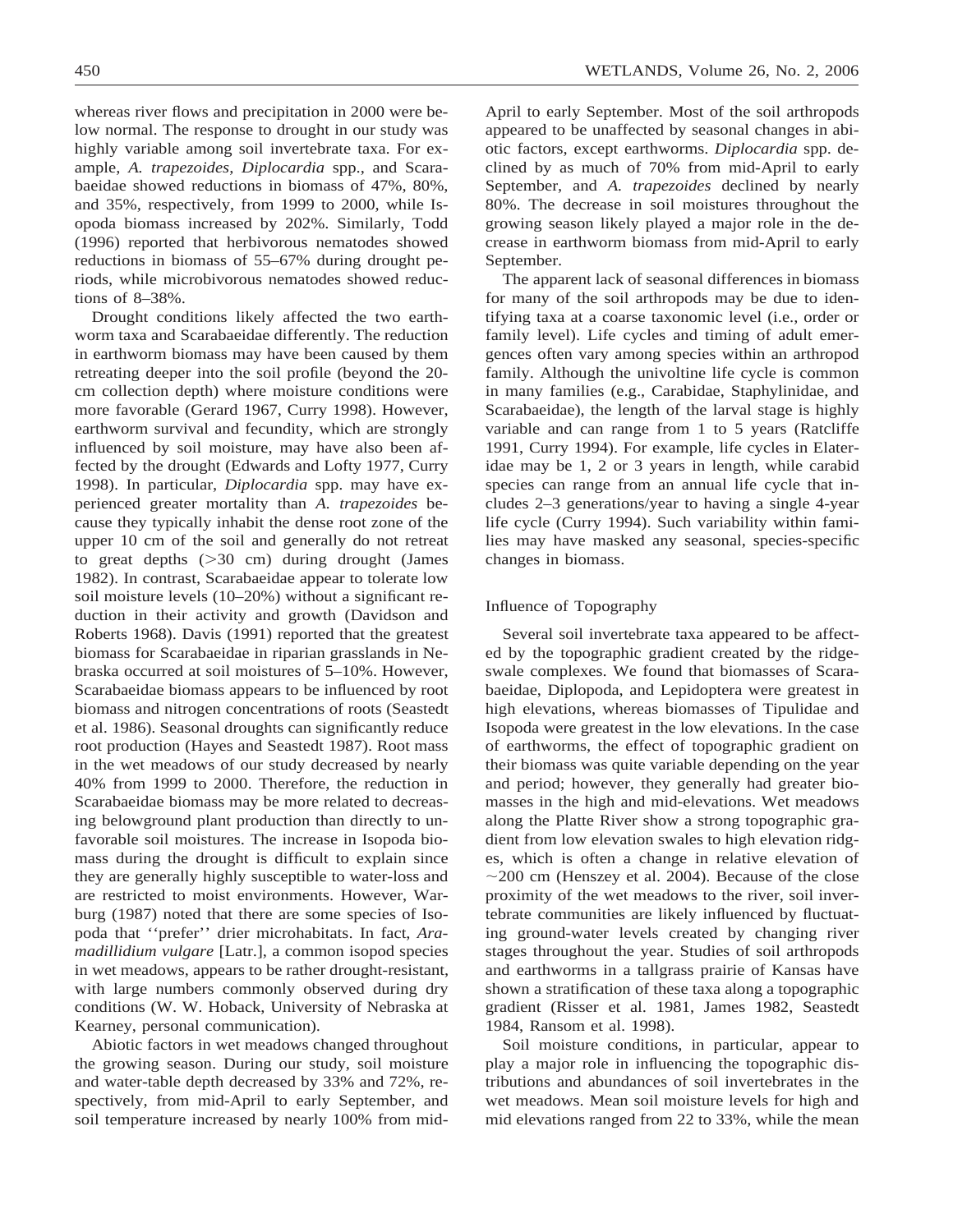whereas river flows and precipitation in 2000 were below normal. The response to drought in our study was highly variable among soil invertebrate taxa. For example, *A. trapezoides*, *Diplocardia* spp., and Scarabaeidae showed reductions in biomass of 47%, 80%, and 35%, respectively, from 1999 to 2000, while Isopoda biomass increased by 202%. Similarly, Todd (1996) reported that herbivorous nematodes showed reductions in biomass of 55–67% during drought periods, while microbivorous nematodes showed reductions of 8–38%.

Drought conditions likely affected the two earthworm taxa and Scarabaeidae differently. The reduction in earthworm biomass may have been caused by them retreating deeper into the soil profile (beyond the 20-cm collection depth) where moisture conditions were more favorable (Gerard 1967, Curry 1998). However, earthworm survival and fecundity, which are strongly influenced by soil moisture, may have also been affected by the drought (Edwards and Lofty 1977, Curry 1998). In particular, *Diplocardia* spp. may have experienced greater mortality than *A. trapezoides* because they typically inhabit the dense root zone of the upper 10 cm of the soil and generally do not retreat to great depths (>30 cm) during drought (James 1982). In contrast, Scarabaeidae appear to tolerate low soil moisture levels (10–20%) without a significant reduction in their activity and growth (Davidson and Roberts 1968). Davis (1991) reported that the greatest biomass for Scarabaeidae in riparian grasslands in Nebraska occurred at soil moistures of 5–10%. However, Scarabaeidae biomass appears to be influenced by root biomass and nitrogen concentrations of roots (Seastedt et al. 1986). Seasonal droughts can significantly reduce root production (Hayes and Seastedt 1987). Root mass in the wet meadows of our study decreased by nearly 40% from 1999 to 2000. Therefore, the reduction in Scarabaeidae biomass may be more related to decreasing belowground plant production than directly to unfavorable soil moistures. The increase in Isopoda biomass during the drought is difficult to explain since they are generally highly susceptible to water-loss and are restricted to moist environments. However, Warburg (1987) noted that there are some species of Isopoda that ''prefer'' drier microhabitats. In fact, *Aramadillidium vulgare* [Latr.], a common isopod species in wet meadows, appears to be rather drought-resistant, with large numbers commonly observed during dry conditions (W. W. Hoback, University of Nebraska at Kearney, personal communication).

Abiotic factors in wet meadows changed throughout the growing season. During our study, soil moisture and water-table depth decreased by 33% and 72%, respectively, from mid-April to early September, and soil temperature increased by nearly 100% from mid-April to early September. Most of the soil arthropods appeared to be unaffected by seasonal changes in abiotic factors, except earthworms. *Diplocardia* spp. declined by as much of 70% from mid-April to early September, and *A. trapezoides* declined by nearly 80%. The decrease in soil moistures throughout the growing season likely played a major role in the decrease in earthworm biomass from mid-April to early September.

The apparent lack of seasonal differences in biomass for many of the soil arthropods may be due to identifying taxa at a coarse taxonomic level (i.e., order or family level). Life cycles and timing of adult emergences often vary among species within an arthropod family. Although the univoltine life cycle is common in many families (e.g., Carabidae, Staphylinidae, and Scarabaeidae), the length of the larval stage is highly variable and can range from 1 to 5 years (Ratcliffe 1991, Curry 1994). For example, life cycles in Elateridae may be 1, 2 or 3 years in length, while carabid species can range from an annual life cycle that includes 2–3 generations/year to having a single 4-year life cycle (Curry 1994). Such variability within families may have masked any seasonal, species-specific changes in biomass.

### Influence of Topography

Several soil invertebrate taxa appeared to be affected by the topographic gradient created by the ridge-swale complexes. We found that biomasses of Scarabaeidae, Diplopoda, and Lepidoptera were greatest in high elevations, whereas biomasses of Tipulidae and Isopoda were greatest in the low elevations. In the case of earthworms, the effect of topographic gradient on their biomass was quite variable depending on the year and period; however, they generally had greater biomasses in the high and mid-elevations. Wet meadows along the Platte River show a strong topographic gradient from low elevation swales to high elevation ridges, which is often a change in relative elevation of ~200 cm (Henszey et al. 2004). Because of the close proximity of the wet meadows to the river, soil invertebrate communities are likely influenced by fluctuating ground-water levels created by changing river stages throughout the year. Studies of soil arthropods and earthworms in a tallgrass prairie of Kansas have shown a stratification of these taxa along a topographic gradient (Risser et al. 1981, James 1982, Seastedt 1984, Ransom et al. 1998).

Soil moisture conditions, in particular, appear to play a major role in influencing the topographic distributions and abundances of soil invertebrates in the wet meadows. Mean soil moisture levels for high and mid elevations ranged from 22 to 33%, while the mean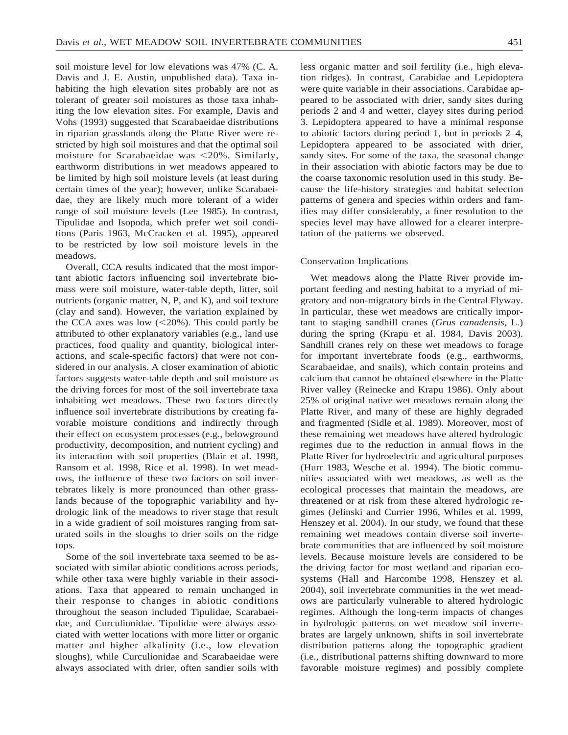soil moisture level for low elevations was 47% (C. A. Davis and J. E. Austin, unpublished data). Taxa inhabiting the high elevation sites probably are not as tolerant of greater soil moistures as those taxa inhabiting the low elevation sites. For example, Davis and Vohs (1993) suggested that Scarabaeidae distributions in riparian grasslands along the Platte River were restricted by high soil moistures and that the optimal soil moisture for Scarabaeidae was <20%. Similarly, earthworm distributions in wet meadows appeared to be limited by high soil moisture levels (at least during certain times of the year); however, unlike Scarabaeidae, they are likely much more tolerant of a wider range of soil moisture levels (Lee 1985). In contrast, Tipulidae and Isopoda, which prefer wet soil conditions (Paris 1963, McCracken et al. 1995), appeared to be restricted by low soil moisture levels in the meadows.

Overall, CCA results indicated that the most important abiotic factors influencing soil invertebrate biomass were soil moisture, water-table depth, litter, soil nutrients (organic matter, N, P, and K), and soil texture (clay and sand). However, the variation explained by the CCA axes was low (<20%). This could partly be attributed to other explanatory variables (e.g., land use practices, food quality and quantity, biological interactions, and scale-specific factors) that were not considered in our analysis. A closer examination of abiotic factors suggests water-table depth and soil moisture as the driving forces for most of the soil invertebrate taxa inhabiting wet meadows. These two factors directly influence soil invertebrate distributions by creating favorable moisture conditions and indirectly through their effect on ecosystem processes (e.g., belowground productivity, decomposition, and nutrient cycling) and its interaction with soil properties (Blair et al. 1998, Ransom et al. 1998, Rice et al. 1998). In wet meadows, the influence of these two factors on soil invertebrates likely is more pronounced than other grasslands because of the topographic variability and hydrologic link of the meadows to river stage that result in a wide gradient of soil moistures ranging from saturated soils in the sloughs to drier soils on the ridge tops.

Some of the soil invertebrate taxa seemed to be associated with similar abiotic conditions across periods, while other taxa were highly variable in their associations. Taxa that appeared to remain unchanged in their response to changes in abiotic conditions throughout the season included Tipulidae, Scarabaeidae, and Curculionidae. Tipulidae were always associated with wetter locations with more litter or organic matter and higher alkalinity (i.e., low elevation sloughs), while Curculionidae and Scarabaeidae were always associated with drier, often sandier soils with less organic matter and soil fertility (i.e., high elevation ridges). In contrast, Carabidae and Lepidoptera were quite variable in their associations. Carabidae appeared to be associated with drier, sandy sites during periods 2 and 4 and wetter, clayey sites during period 3. Lepidoptera appeared to have a minimal response to abiotic factors during period 1, but in periods 2–4, Lepidoptera appeared to be associated with drier, sandy sites. For some of the taxa, the seasonal change in their association with abiotic factors may be due to the coarse taxonomic resolution used in this study. Because the life-history strategies and habitat selection patterns of genera and species within orders and families may differ considerably, a finer resolution to the species level may have allowed for a clearer interpretation of the patterns we observed.

### Conservation Implications

Wet meadows along the Platte River provide important feeding and nesting habitat to a myriad of migratory and non-migratory birds in the Central Flyway. In particular, these wet meadows are critically important to staging sandhill cranes (*Grus canadensis*, L.) during the spring (Krapu et al. 1984, Davis 2003). Sandhill cranes rely on these wet meadows to forage for important invertebrate foods (e.g., earthworms, Scarabaeidae, and snails), which contain proteins and calcium that cannot be obtained elsewhere in the Platte River valley (Reinecke and Krapu 1986). Only about 25% of original native wet meadows remain along the Platte River, and many of these are highly degraded and fragmented (Sidle et al. 1989). Moreover, most of these remaining wet meadows have altered hydrologic regimes due to the reduction in annual flows in the Platte River for hydroelectric and agricultural purposes (Hurr 1983, Wesche et al. 1994). The biotic communities associated with wet meadows, as well as the ecological processes that maintain the meadows, are threatened or at risk from these altered hydrologic regimes (Jelinski and Currier 1996, Whiles et al. 1999, Henszey et al. 2004). In our study, we found that these remaining wet meadows contain diverse soil invertebrate communities that are influenced by soil moisture levels. Because moisture levels are considered to be the driving factor for most wetland and riparian ecosystems (Hall and Harcombe 1998, Henszey et al. 2004), soil invertebrate communities in the wet meadows are particularly vulnerable to altered hydrologic regimes. Although the long-term impacts of changes in hydrologic patterns on wet meadow soil invertebrates are largely unknown, shifts in soil invertebrate distribution patterns along the topographic gradient (i.e., distributional patterns shifting downward to more favorable moisture regimes) and possibly complete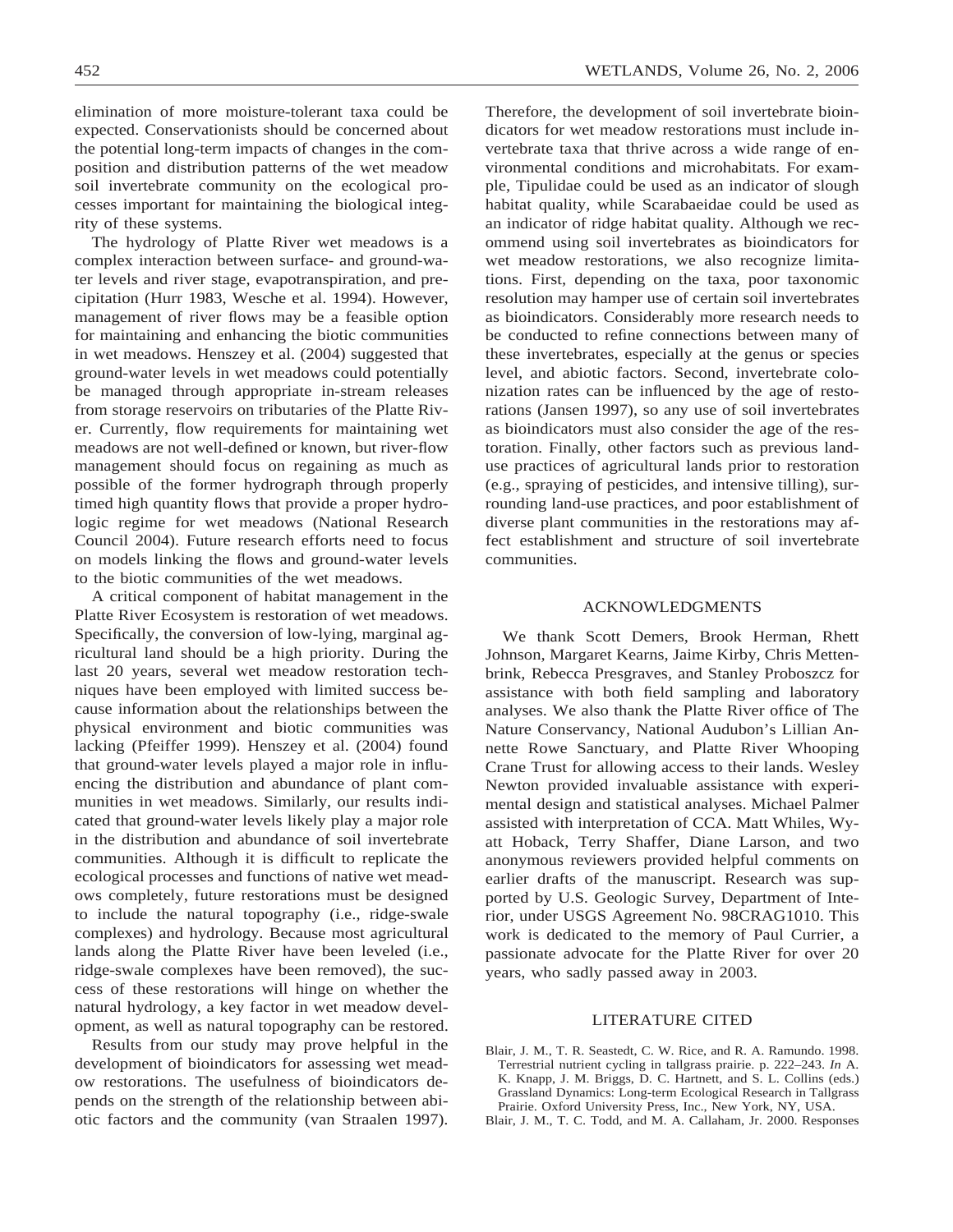elimination of more moisture-tolerant taxa could be expected. Conservationists should be concerned about the potential long-term impacts of changes in the composition and distribution patterns of the wet meadow soil invertebrate community on the ecological processes important for maintaining the biological integrity of these systems.

The hydrology of Platte River wet meadows is a complex interaction between surface- and ground-water levels and river stage, evapotranspiration, and precipitation (Hurr 1983, Wesche et al. 1994). However, management of river flows may be a feasible option for maintaining and enhancing the biotic communities in wet meadows. Henszey et al. (2004) suggested that ground-water levels in wet meadows could potentially be managed through appropriate in-stream releases from storage reservoirs on tributaries of the Platte River. Currently, flow requirements for maintaining wet meadows are not well-defined or known, but river-flow management should focus on regaining as much as possible of the former hydrograph through properly timed high quantity flows that provide a proper hydrologic regime for wet meadows (National Research Council 2004). Future research efforts need to focus on models linking the flows and ground-water levels to the biotic communities of the wet meadows.

A critical component of habitat management in the Platte River Ecosystem is restoration of wet meadows. Specifically, the conversion of low-lying, marginal agricultural land should be a high priority. During the last 20 years, several wet meadow restoration techniques have been employed with limited success because information about the relationships between the physical environment and biotic communities was lacking (Pfeiffer 1999). Henszey et al. (2004) found that ground-water levels played a major role in influencing the distribution and abundance of plant communities in wet meadows. Similarly, our results indicated that ground-water levels likely play a major role in the distribution and abundance of soil invertebrate communities. Although it is difficult to replicate the ecological processes and functions of native wet meadows completely, future restorations must be designed to include the natural topography (i.e., ridge-swale complexes) and hydrology. Because most agricultural lands along the Platte River have been leveled (i.e., ridge-swale complexes have been removed), the success of these restorations will hinge on whether the natural hydrology, a key factor in wet meadow development, as well as natural topography can be restored.

Results from our study may prove helpful in the development of bioindicators for assessing wet meadow restorations. The usefulness of bioindicators depends on the strength of the relationship between abiotic factors and the community (van Straalen 1997). Therefore, the development of soil invertebrate bioindicators for wet meadow restorations must include invertebrate taxa that thrive across a wide range of environmental conditions and microhabitats. For example, Tipulidae could be used as an indicator of slough habitat quality, while Scarabaeidae could be used as an indicator of ridge habitat quality. Although we recommend using soil invertebrates as bioindicators for wet meadow restorations, we also recognize limitations. First, depending on the taxa, poor taxonomic resolution may hamper use of certain soil invertebrates as bioindicators. Considerably more research needs to be conducted to refine connections between many of these invertebrates, especially at the genus or species level, and abiotic factors. Second, invertebrate colonization rates can be influenced by the age of restorations (Jansen 1997), so any use of soil invertebrates as bioindicators must also consider the age of the restoration. Finally, other factors such as previous land-use practices of agricultural lands prior to restoration (e.g., spraying of pesticides, and intensive tilling), surrounding land-use practices, and poor establishment of diverse plant communities in the restorations may affect establishment and structure of soil invertebrate communities.

## ACKNOWLEDGMENTS

We thank Scott Demers, Brook Herman, Rhett Johnson, Margaret Kearns, Jaime Kirby, Chris Mettenbrink, Rebecca Presgraves, and Stanley Proboszcz for assistance with both field sampling and laboratory analyses. We also thank the Platte River office of The Nature Conservancy, National Audubon's Lillian Annette Rowe Sanctuary, and Platte River Whooping Crane Trust for allowing access to their lands. Wesley Newton provided invaluable assistance with experimental design and statistical analyses. Michael Palmer assisted with interpretation of CCA. Matt Whiles, Wyatt Hoback, Terry Shaffer, Diane Larson, and two anonymous reviewers provided helpful comments on earlier drafts of the manuscript. Research was supported by U.S. Geologic Survey, Department of Interior, under USGS Agreement No. 98CRAG1010. This work is dedicated to the memory of Paul Currier, a passionate advocate for the Platte River for over 20 years, who sadly passed away in 2003.

## LITERATURE CITED

Blair, J. M., T. R. Seastedt, C. W. Rice, and R. A. Ramundo. 1998. Terrestrial nutrient cycling in tallgrass prairie. p. 222–243. *In* A. K. Knapp, J. M. Briggs, D. C. Hartnett, and S. L. Collins (eds.) Grassland Dynamics: Long-term Ecological Research in Tallgrass Prairie. Oxford University Press, Inc., New York, NY, USA.

Blair, J. M., T. C. Todd, and M. A. Callaham, Jr. 2000. Responses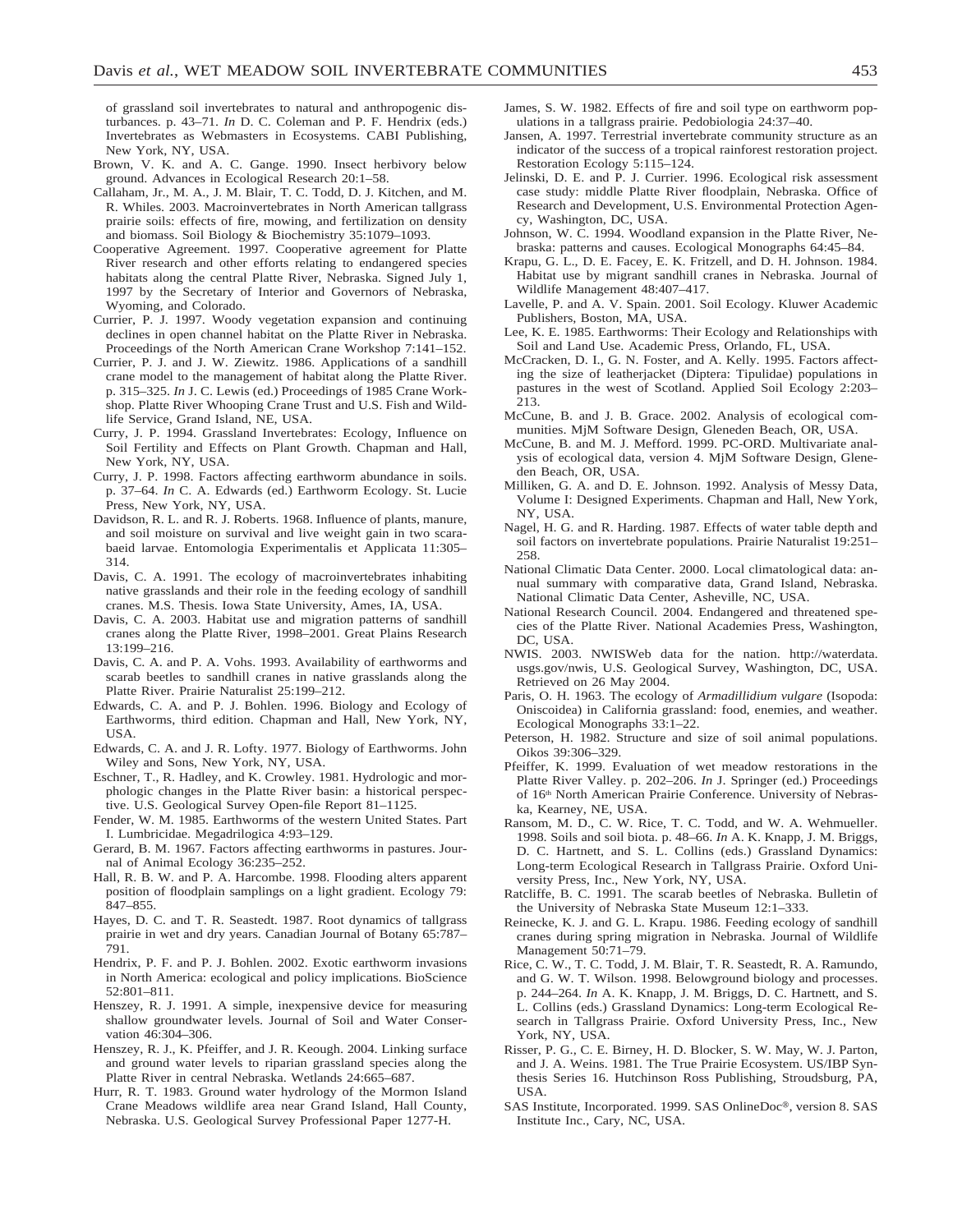of grassland soil invertebrates to natural and anthropogenic disturbances. p. 43–71. *In* D. C. Coleman and P. F. Hendrix (eds.) Invertebrates as Webmasters in Ecosystems. CABI Publishing, New York, NY, USA.

Brown, V. K. and A. C. Gange. 1990. Insect herbivory below ground. Advances in Ecological Research 20:1–58.

Callaham, Jr., M. A., J. M. Blair, T. C. Todd, D. J. Kitchen, and M. R. Whiles. 2003. Macroinvertebrates in North American tallgrass prairie soils: effects of fire, mowing, and fertilization on density and biomass. Soil Biology & Biochemistry 35:1079–1093.

Cooperative Agreement. 1997. Cooperative agreement for Platte River research and other efforts relating to endangered species habitats along the central Platte River, Nebraska. Signed July 1, 1997 by the Secretary of Interior and Governors of Nebraska, Wyoming, and Colorado.

Currier, P. J. 1997. Woody vegetation expansion and continuing declines in open channel habitat on the Platte River in Nebraska. Proceedings of the North American Crane Workshop 7:141–152.

Currier, P. J. and J. W. Ziewitz. 1986. Applications of a sandhill crane model to the management of habitat along the Platte River. p. 315–325. *In* J. C. Lewis (ed.) Proceedings of 1985 Crane Workshop. Platte River Whooping Crane Trust and U.S. Fish and Wildlife Service, Grand Island, NE, USA.

Curry, J. P. 1994. Grassland Invertebrates: Ecology, Influence on Soil Fertility and Effects on Plant Growth. Chapman and Hall, New York, NY, USA.

Curry, J. P. 1998. Factors affecting earthworm abundance in soils. p. 37–64. *In* C. A. Edwards (ed.) Earthworm Ecology. St. Lucie Press, New York, NY, USA.

Davidson, R. L. and R. J. Roberts. 1968. Influence of plants, manure, and soil moisture on survival and live weight gain in two scarabaeid larvae. Entomologia Experimentalis et Applicata 11:305–314.

Davis, C. A. 1991. The ecology of macroinvertebrates inhabiting native grasslands and their role in the feeding ecology of sandhill cranes. M.S. Thesis. Iowa State University, Ames, IA, USA.

Davis, C. A. 2003. Habitat use and migration patterns of sandhill cranes along the Platte River, 1998–2001. Great Plains Research 13:199–216.

Davis, C. A. and P. A. Vohs. 1993. Availability of earthworms and scarab beetles to sandhill cranes in native grasslands along the Platte River. Prairie Naturalist 25:199–212.

Edwards, C. A. and P. J. Bohlen. 1996. Biology and Ecology of Earthworms, third edition. Chapman and Hall, New York, NY, USA.

Edwards, C. A. and J. R. Lofty. 1977. Biology of Earthworms. John Wiley and Sons, New York, NY, USA.

Eschner, T., R. Hadley, and K. Crowley. 1981. Hydrologic and morphologic changes in the Platte River basin: a historical perspective. U.S. Geological Survey Open-file Report 81–1125.

Fender, W. M. 1985. Earthworms of the western United States. Part I. Lumbricidae. Megadrilogica 4:93–129.

Gerard, B. M. 1967. Factors affecting earthworms in pastures. Journal of Animal Ecology 36:235–252.

Hall, R. B. W. and P. A. Harcombe. 1998. Flooding alters apparent position of floodplain samplings on a light gradient. Ecology 79: 847–855.

Hayes, D. C. and T. R. Seastedt. 1987. Root dynamics of tallgrass prairie in wet and dry years. Canadian Journal of Botany 65:787–791.

Hendrix, P. F. and P. J. Bohlen. 2002. Exotic earthworm invasions in North America: ecological and policy implications. BioScience 52:801–811.

Henszey, R. J. 1991. A simple, inexpensive device for measuring shallow groundwater levels. Journal of Soil and Water Conservation 46:304–306.

Henszey, R. J., K. Pfeiffer, and J. R. Keough. 2004. Linking surface and ground water levels to riparian grassland species along the Platte River in central Nebraska. Wetlands 24:665–687.

Hurr, R. T. 1983. Ground water hydrology of the Mormon Island Crane Meadows wildlife area near Grand Island, Hall County, Nebraska. U.S. Geological Survey Professional Paper 1277-H.

James, S. W. 1982. Effects of fire and soil type on earthworm populations in a tallgrass prairie. Pedobiologia 24:37–40.

Jansen, A. 1997. Terrestrial invertebrate community structure as an indicator of the success of a tropical rainforest restoration project. Restoration Ecology 5:115–124.

Jelinski, D. E. and P. J. Currier. 1996. Ecological risk assessment case study: middle Platte River floodplain, Nebraska. Office of Research and Development, U.S. Environmental Protection Agency, Washington, DC, USA.

Johnson, W. C. 1994. Woodland expansion in the Platte River, Nebraska: patterns and causes. Ecological Monographs 64:45–84.

Krapu, G. L., D. E. Facey, E. K. Fritzell, and D. H. Johnson. 1984. Habitat use by migrant sandhill cranes in Nebraska. Journal of Wildlife Management 48:407–417.

Lavelle, P. and A. V. Spain. 2001. Soil Ecology. Kluwer Academic Publishers, Boston, MA, USA.

Lee, K. E. 1985. Earthworms: Their Ecology and Relationships with Soil and Land Use. Academic Press, Orlando, FL, USA.

McCracken, D. I., G. N. Foster, and A. Kelly. 1995. Factors affecting the size of leatherjacket (Diptera: Tipulidae) populations in pastures in the west of Scotland. Applied Soil Ecology 2:203–213.

McCune, B. and J. B. Grace. 2002. Analysis of ecological communities. MjM Software Design, Gleneden Beach, OR, USA.

McCune, B. and M. J. Mefford. 1999. PC-ORD. Multivariate analysis of ecological data, version 4. MjM Software Design, Gleneden Beach, OR, USA.

Milliken, G. A. and D. E. Johnson. 1992. Analysis of Messy Data, Volume I: Designed Experiments. Chapman and Hall, New York, NY, USA.

Nagel, H. G. and R. Harding. 1987. Effects of water table depth and soil factors on invertebrate populations. Prairie Naturalist 19:251–258.

National Climatic Data Center. 2000. Local climatological data: annual summary with comparative data, Grand Island, Nebraska. National Climatic Data Center, Asheville, NC, USA.

National Research Council. 2004. Endangered and threatened species of the Platte River. National Academies Press, Washington, DC, USA.

NWIS. 2003. NWISWeb data for the nation. http://waterdata.usgs.gov/nwis, U.S. Geological Survey, Washington, DC, USA. Retrieved on 26 May 2004.

Paris, O. H. 1963. The ecology of *Armadillidium vulgare* (Isopoda: Oniscoidea) in California grassland: food, enemies, and weather. Ecological Monographs 33:1–22.

Peterson, H. 1982. Structure and size of soil animal populations. Oikos 39:306–329.

Pfeiffer, K. 1999. Evaluation of wet meadow restorations in the Platte River Valley. p. 202–206. *In* J. Springer (ed.) Proceedings of 16th North American Prairie Conference. University of Nebraska, Kearney, NE, USA.

Ransom, M. D., C. W. Rice, T. C. Todd, and W. A. Wehmueller. 1998. Soils and soil biota. p. 48–66. *In* A. K. Knapp, J. M. Briggs, D. C. Hartnett, and S. L. Collins (eds.) Grassland Dynamics: Long-term Ecological Research in Tallgrass Prairie. Oxford University Press, Inc., New York, NY, USA.

Ratcliffe, B. C. 1991. The scarab beetles of Nebraska. Bulletin of the University of Nebraska State Museum 12:1–333.

Reinecke, K. J. and G. L. Krapu. 1986. Feeding ecology of sandhill cranes during spring migration in Nebraska. Journal of Wildlife Management 50:71–79.

Rice, C. W., T. C. Todd, J. M. Blair, T. R. Seastedt, R. A. Ramundo, and G. W. T. Wilson. 1998. Belowground biology and processes. p. 244–264. *In* A. K. Knapp, J. M. Briggs, D. C. Hartnett, and S. L. Collins (eds.) Grassland Dynamics: Long-term Ecological Research in Tallgrass Prairie. Oxford University Press, Inc., New York, NY, USA.

Risser, P. G., C. E. Birney, H. D. Blocker, S. W. May, W. J. Parton, and J. A. Weins. 1981. The True Prairie Ecosystem. US/IBP Synthesis Series 16. Hutchinson Ross Publishing, Stroudsburg, PA, USA.

SAS Institute, Incorporated. 1999. SAS OnlineDoc®, version 8. SAS Institute Inc., Cary, NC, USA.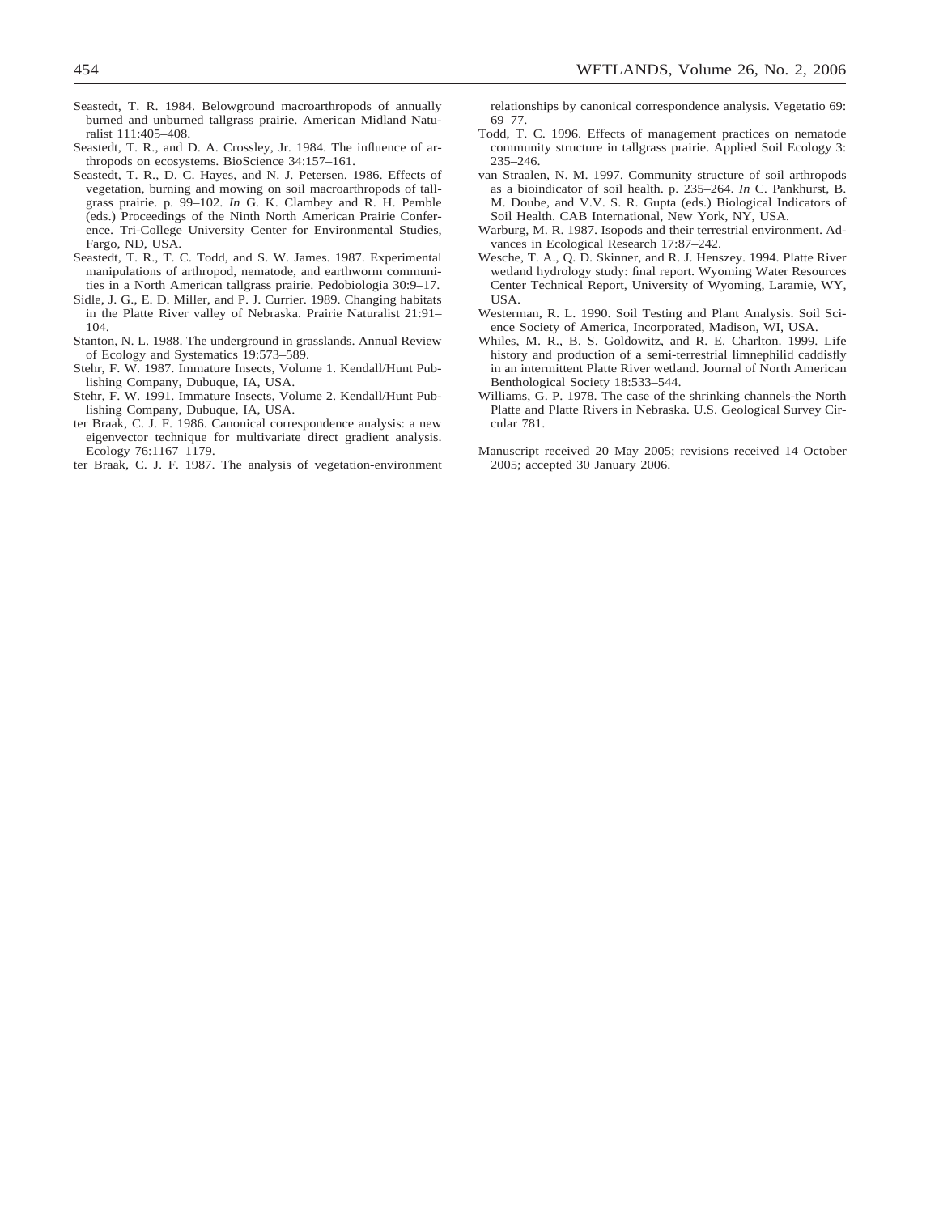Seastedt, T. R. 1984. Belowground macroarthropods of annually burned and unburned tallgrass prairie. American Midland Naturalist 111:405–408.

Seastedt, T. R., and D. A. Crossley, Jr. 1984. The influence of arthropods on ecosystems. BioScience 34:157–161.

Seastedt, T. R., D. C. Hayes, and N. J. Petersen. 1986. Effects of vegetation, burning and mowing on soil macroarthropods of tallgrass prairie. p. 99–102. *In* G. K. Clambey and R. H. Pemble (eds.) Proceedings of the Ninth North American Prairie Conference. Tri-College University Center for Environmental Studies, Fargo, ND, USA.

Seastedt, T. R., T. C. Todd, and S. W. James. 1987. Experimental manipulations of arthropod, nematode, and earthworm communities in a North American tallgrass prairie. Pedobiologia 30:9–17.

Sidle, J. G., E. D. Miller, and P. J. Currier. 1989. Changing habitats in the Platte River valley of Nebraska. Prairie Naturalist 21:91–104.

Stanton, N. L. 1988. The underground in grasslands. Annual Review of Ecology and Systematics 19:573–589.

Stehr, F. W. 1987. Immature Insects, Volume 1. Kendall/Hunt Publishing Company, Dubuque, IA, USA.

Stehr, F. W. 1991. Immature Insects, Volume 2. Kendall/Hunt Publishing Company, Dubuque, IA, USA.

ter Braak, C. J. F. 1986. Canonical correspondence analysis: a new eigenvector technique for multivariate direct gradient analysis. Ecology 76:1167–1179.

ter Braak, C. J. F. 1987. The analysis of vegetation-environment relationships by canonical correspondence analysis. Vegetatio 69: 69–77.

Todd, T. C. 1996. Effects of management practices on nematode community structure in tallgrass prairie. Applied Soil Ecology 3: 235–246.

van Straalen, N. M. 1997. Community structure of soil arthropods as a bioindicator of soil health. p. 235–264. *In* C. Pankhurst, B. M. Doube, and V.V. S. R. Gupta (eds.) Biological Indicators of Soil Health. CAB International, New York, NY, USA.

Warburg, M. R. 1987. Isopods and their terrestrial environment. Advances in Ecological Research 17:87–242.

Wesche, T. A., Q. D. Skinner, and R. J. Henszey. 1994. Platte River wetland hydrology study: final report. Wyoming Water Resources Center Technical Report, University of Wyoming, Laramie, WY, USA.

Westerman, R. L. 1990. Soil Testing and Plant Analysis. Soil Science Society of America, Incorporated, Madison, WI, USA.

Whiles, M. R., B. S. Goldowitz, and R. E. Charlton. 1999. Life history and production of a semi-terrestrial limnephilid caddisfly in an intermittent Platte River wetland. Journal of North American Benthological Society 18:533–544.

Williams, G. P. 1978. The case of the shrinking channels-the North Platte and Platte Rivers in Nebraska. U.S. Geological Survey Circular 781.

Manuscript received 20 May 2005; revisions received 14 October 2005; accepted 30 January 2006.